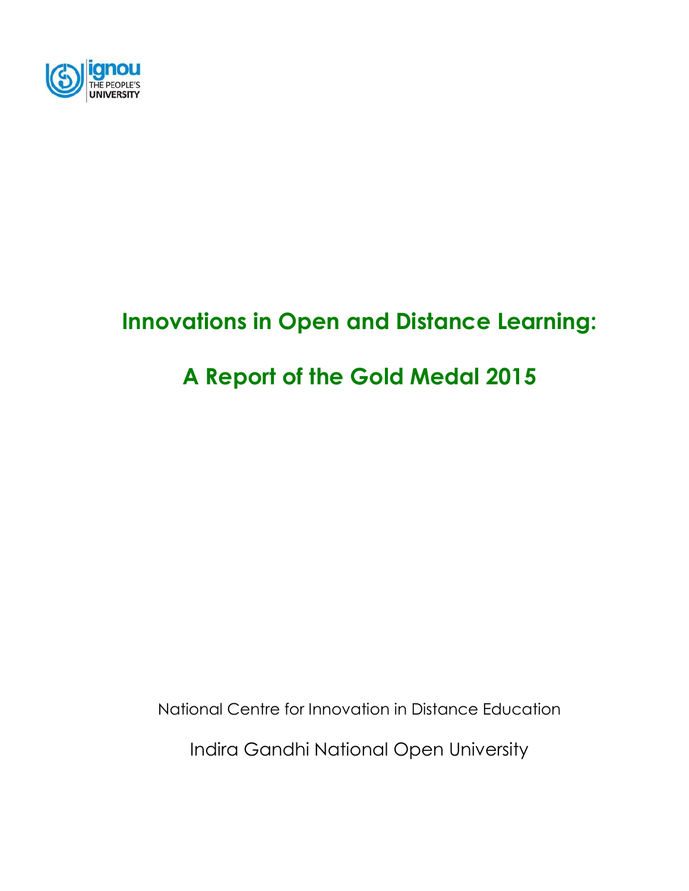ignou
THE PEOPLE'S
UNIVERSITY

# Innovations in Open and Distance Learning:

# A Report of the Gold Medal 2015

National Centre for Innovation in Distance Education

Indira Gandhi National Open University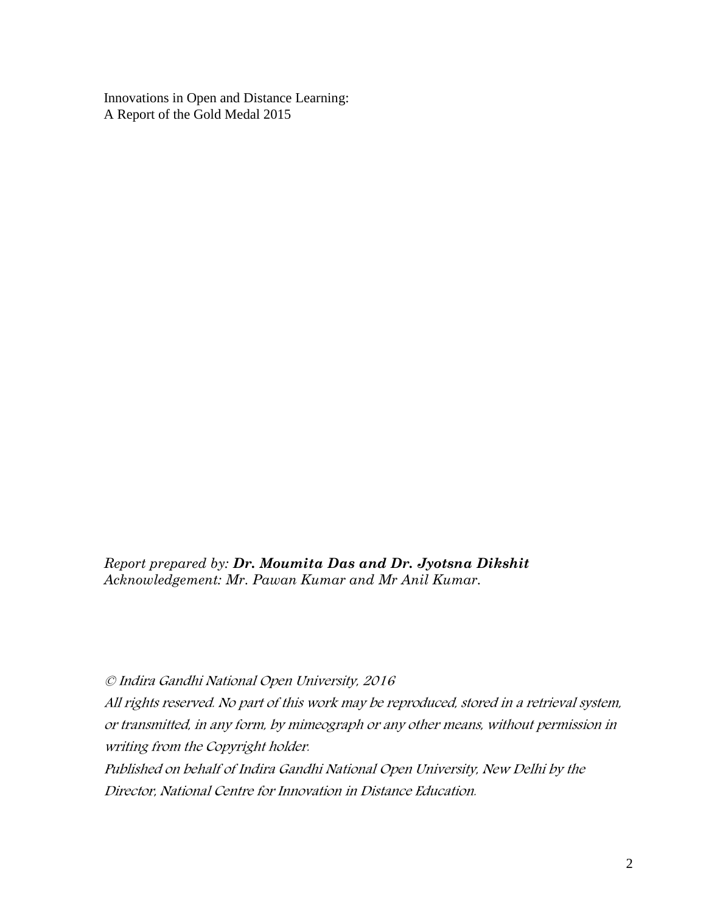Innovations in Open and Distance Learning:
A Report of the Gold Medal 2015

*Report prepared by:* ***Dr. Moumita Das and Dr. Jyotsna Dikshit***
*Acknowledgement: Mr. Pawan Kumar and Mr Anil Kumar.*

*© Indira Gandhi National Open University, 2016*
*All rights reserved. No part of this work may be reproduced, stored in a retrieval system, or transmitted, in any form, by mimeograph or any other means, without permission in writing from the Copyright holder.*
*Published on behalf of Indira Gandhi National Open University, New Delhi by the Director, National Centre for Innovation in Distance Education.*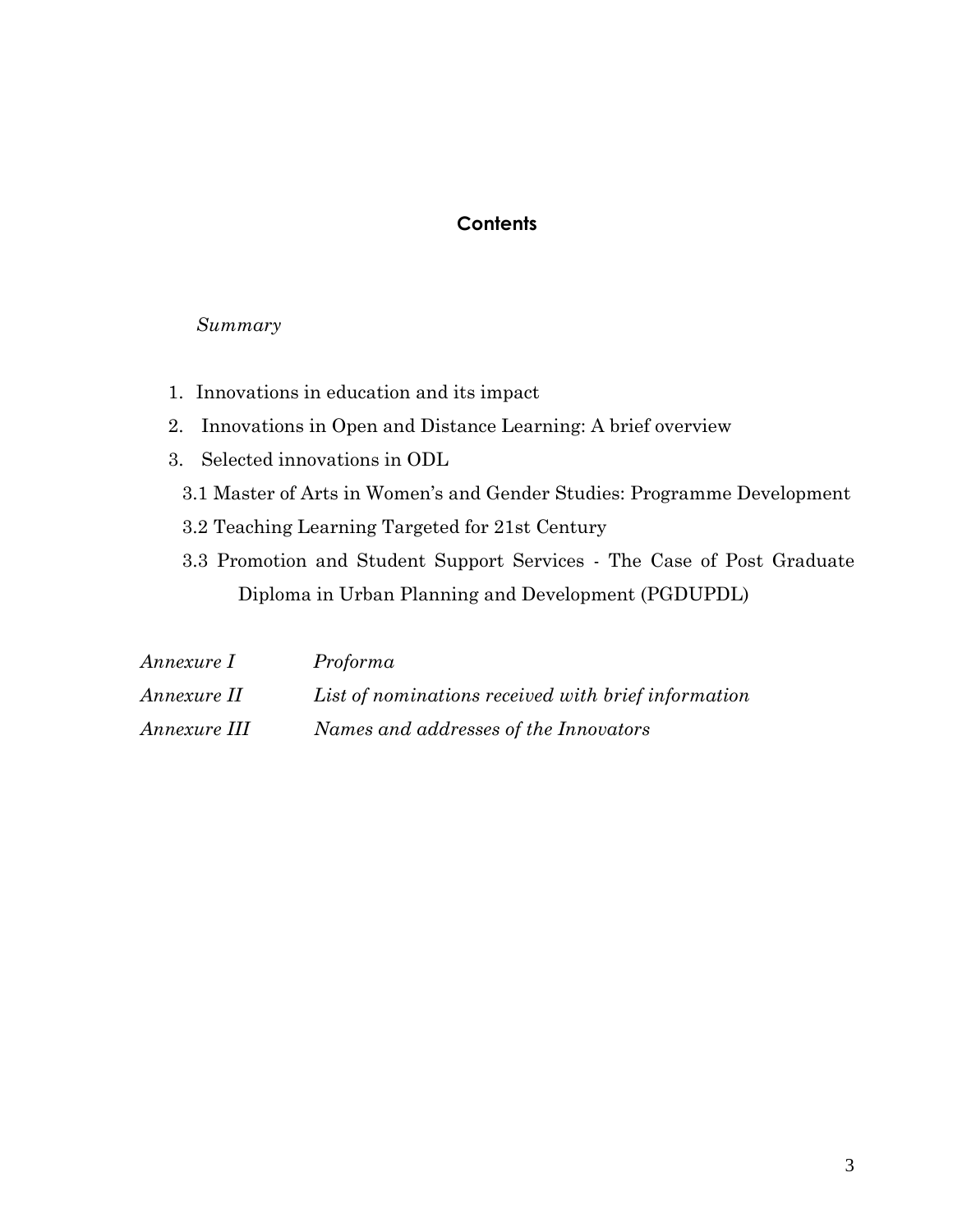## Contents

*Summary*

1. Innovations in education and its impact
2. Innovations in Open and Distance Learning: A brief overview
3. Selected innovations in ODL
   - 3.1 Master of Arts in Women's and Gender Studies: Programme Development
   - 3.2 Teaching Learning Targeted for 21st Century
   - 3.3 Promotion and Student Support Services - The Case of Post Graduate Diploma in Urban Planning and Development (PGDUPDL)

| | |
|---|---|
| *Annexure I* | *Proforma* |
| *Annexure II* | *List of nominations received with brief information* |
| *Annexure III* | *Names and addresses of the Innovators* |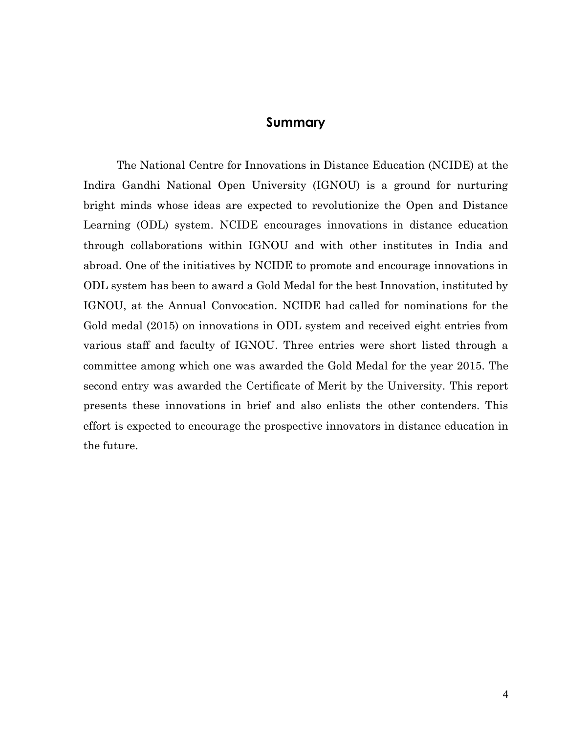## Summary

The National Centre for Innovations in Distance Education (NCIDE) at the Indira Gandhi National Open University (IGNOU) is a ground for nurturing bright minds whose ideas are expected to revolutionize the Open and Distance Learning (ODL) system. NCIDE encourages innovations in distance education through collaborations within IGNOU and with other institutes in India and abroad. One of the initiatives by NCIDE to promote and encourage innovations in ODL system has been to award a Gold Medal for the best Innovation, instituted by IGNOU, at the Annual Convocation. NCIDE had called for nominations for the Gold medal (2015) on innovations in ODL system and received eight entries from various staff and faculty of IGNOU. Three entries were short listed through a committee among which one was awarded the Gold Medal for the year 2015. The second entry was awarded the Certificate of Merit by the University. This report presents these innovations in brief and also enlists the other contenders. This effort is expected to encourage the prospective innovators in distance education in the future.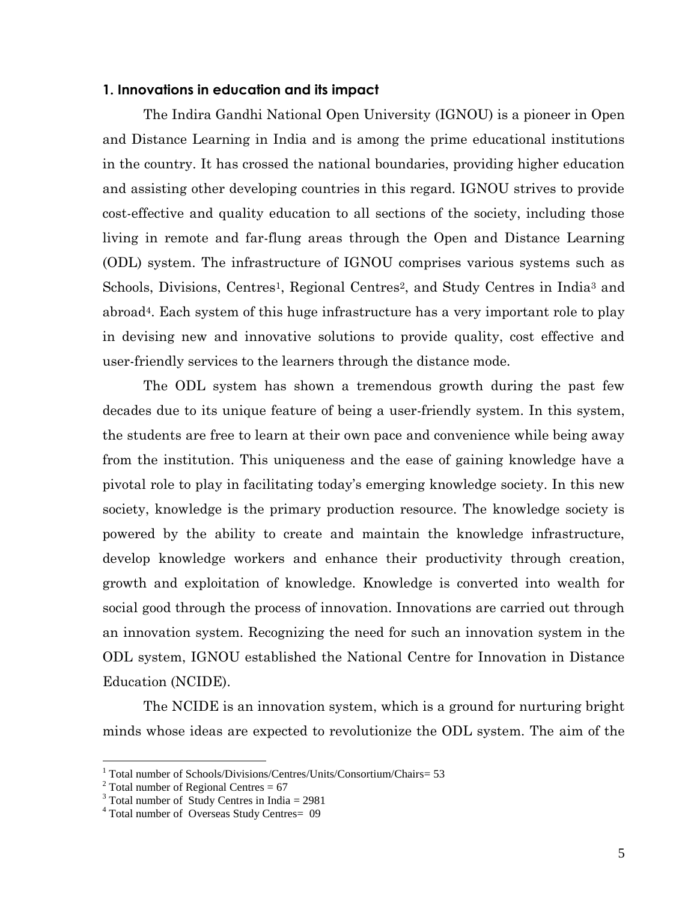## 1. Innovations in education and its impact

The Indira Gandhi National Open University (IGNOU) is a pioneer in Open and Distance Learning in India and is among the prime educational institutions in the country. It has crossed the national boundaries, providing higher education and assisting other developing countries in this regard. IGNOU strives to provide cost-effective and quality education to all sections of the society, including those living in remote and far-flung areas through the Open and Distance Learning (ODL) system. The infrastructure of IGNOU comprises various systems such as Schools, Divisions, Centres[1], Regional Centres[2], and Study Centres in India[3] and abroad[4]. Each system of this huge infrastructure has a very important role to play in devising new and innovative solutions to provide quality, cost effective and user-friendly services to the learners through the distance mode.

The ODL system has shown a tremendous growth during the past few decades due to its unique feature of being a user-friendly system. In this system, the students are free to learn at their own pace and convenience while being away from the institution. This uniqueness and the ease of gaining knowledge have a pivotal role to play in facilitating today's emerging knowledge society. In this new society, knowledge is the primary production resource. The knowledge society is powered by the ability to create and maintain the knowledge infrastructure, develop knowledge workers and enhance their productivity through creation, growth and exploitation of knowledge. Knowledge is converted into wealth for social good through the process of innovation. Innovations are carried out through an innovation system. Recognizing the need for such an innovation system in the ODL system, IGNOU established the National Centre for Innovation in Distance Education (NCIDE).

The NCIDE is an innovation system, which is a ground for nurturing bright minds whose ideas are expected to revolutionize the ODL system. The aim of the

---

[1] Total number of Schools/Divisions/Centres/Units/Consortium/Chairs= 53
[2] Total number of Regional Centres = 67
[3] Total number of Study Centres in India = 2981
[4] Total number of Overseas Study Centres= 09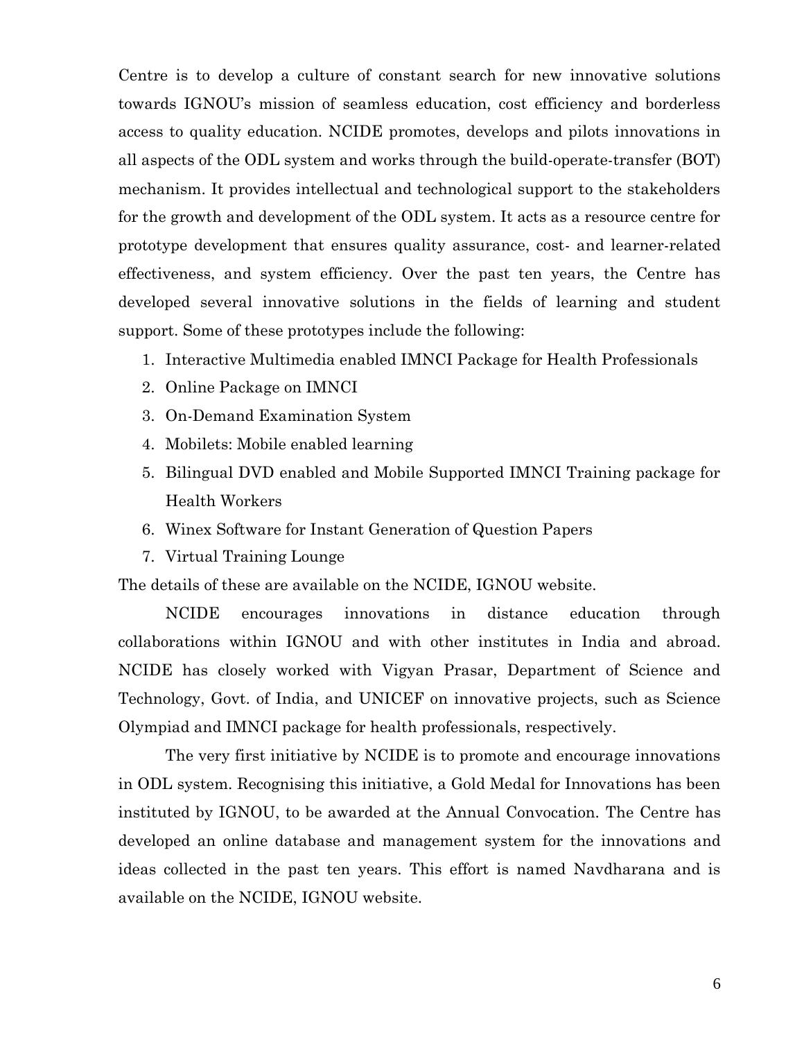Centre is to develop a culture of constant search for new innovative solutions towards IGNOU's mission of seamless education, cost efficiency and borderless access to quality education. NCIDE promotes, develops and pilots innovations in all aspects of the ODL system and works through the build-operate-transfer (BOT) mechanism. It provides intellectual and technological support to the stakeholders for the growth and development of the ODL system. It acts as a resource centre for prototype development that ensures quality assurance, cost- and learner-related effectiveness, and system efficiency. Over the past ten years, the Centre has developed several innovative solutions in the fields of learning and student support. Some of these prototypes include the following:

1. Interactive Multimedia enabled IMNCI Package for Health Professionals
2. Online Package on IMNCI
3. On-Demand Examination System
4. Mobilets: Mobile enabled learning
5. Bilingual DVD enabled and Mobile Supported IMNCI Training package for Health Workers
6. Winex Software for Instant Generation of Question Papers
7. Virtual Training Lounge

The details of these are available on the NCIDE, IGNOU website.

NCIDE encourages innovations in distance education through collaborations within IGNOU and with other institutes in India and abroad. NCIDE has closely worked with Vigyan Prasar, Department of Science and Technology, Govt. of India, and UNICEF on innovative projects, such as Science Olympiad and IMNCI package for health professionals, respectively.

The very first initiative by NCIDE is to promote and encourage innovations in ODL system. Recognising this initiative, a Gold Medal for Innovations has been instituted by IGNOU, to be awarded at the Annual Convocation. The Centre has developed an online database and management system for the innovations and ideas collected in the past ten years. This effort is named Navdharana and is available on the NCIDE, IGNOU website.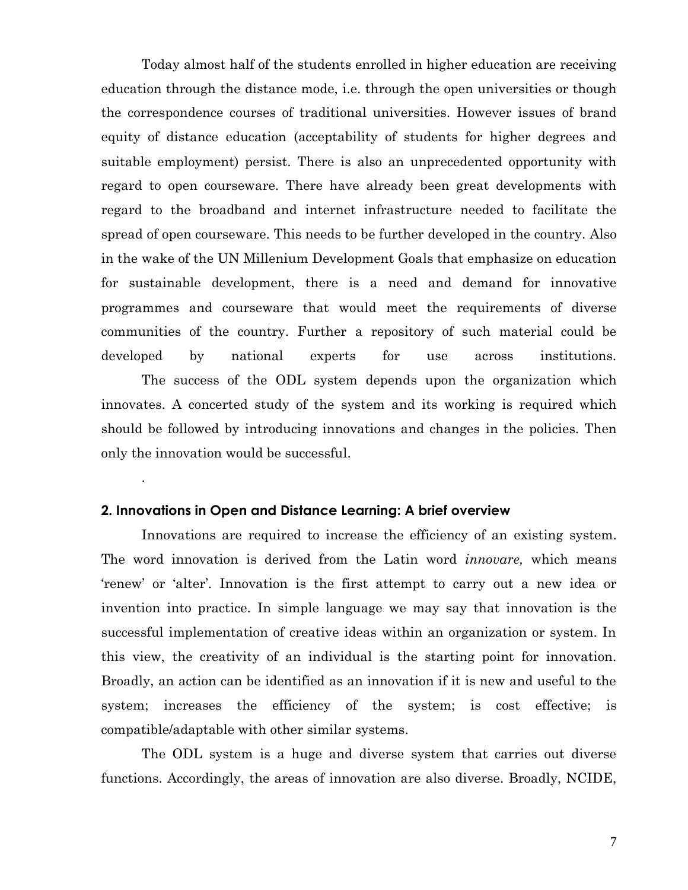Today almost half of the students enrolled in higher education are receiving education through the distance mode, i.e. through the open universities or though the correspondence courses of traditional universities. However issues of brand equity of distance education (acceptability of students for higher degrees and suitable employment) persist. There is also an unprecedented opportunity with regard to open courseware. There have already been great developments with regard to the broadband and internet infrastructure needed to facilitate the spread of open courseware. This needs to be further developed in the country. Also in the wake of the UN Millenium Development Goals that emphasize on education for sustainable development, there is a need and demand for innovative programmes and courseware that would meet the requirements of diverse communities of the country. Further a repository of such material could be developed by national experts for use across institutions.

The success of the ODL system depends upon the organization which innovates. A concerted study of the system and its working is required which should be followed by introducing innovations and changes in the policies. Then only the innovation would be successful.

.

## 2. Innovations in Open and Distance Learning: A brief overview

Innovations are required to increase the efficiency of an existing system. The word innovation is derived from the Latin word *innovare,* which means 'renew' or 'alter'. Innovation is the first attempt to carry out a new idea or invention into practice. In simple language we may say that innovation is the successful implementation of creative ideas within an organization or system. In this view, the creativity of an individual is the starting point for innovation. Broadly, an action can be identified as an innovation if it is new and useful to the system; increases the efficiency of the system; is cost effective; is compatible/adaptable with other similar systems.

The ODL system is a huge and diverse system that carries out diverse functions. Accordingly, the areas of innovation are also diverse. Broadly, NCIDE,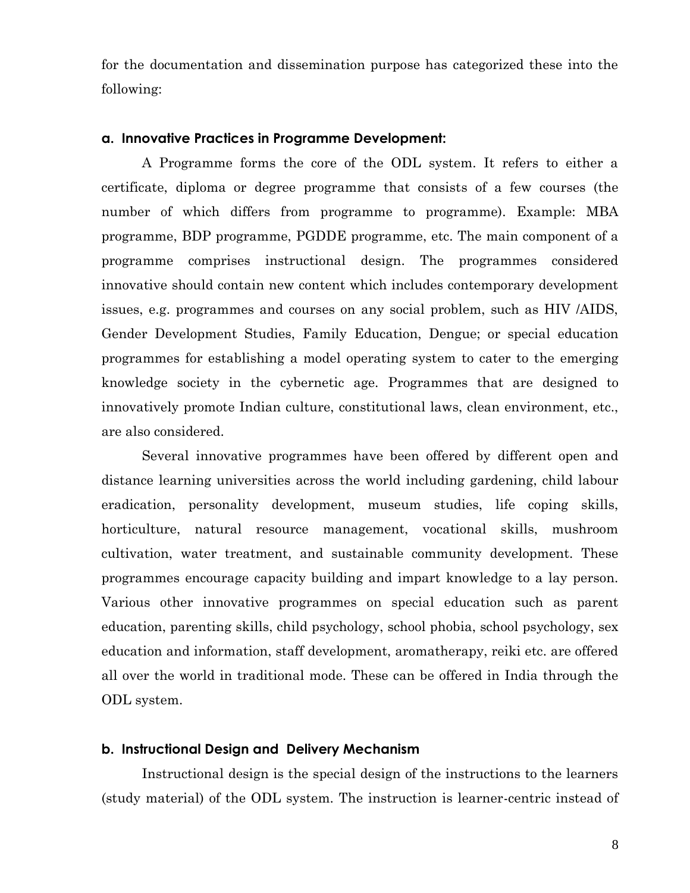for the documentation and dissemination purpose has categorized these into the following:

### a. Innovative Practices in Programme Development:

A Programme forms the core of the ODL system. It refers to either a certificate, diploma or degree programme that consists of a few courses (the number of which differs from programme to programme). Example: MBA programme, BDP programme, PGDDE programme, etc. The main component of a programme comprises instructional design. The programmes considered innovative should contain new content which includes contemporary development issues, e.g. programmes and courses on any social problem, such as HIV /AIDS, Gender Development Studies, Family Education, Dengue; or special education programmes for establishing a model operating system to cater to the emerging knowledge society in the cybernetic age. Programmes that are designed to innovatively promote Indian culture, constitutional laws, clean environment, etc., are also considered.

Several innovative programmes have been offered by different open and distance learning universities across the world including gardening, child labour eradication, personality development, museum studies, life coping skills, horticulture, natural resource management, vocational skills, mushroom cultivation, water treatment, and sustainable community development. These programmes encourage capacity building and impart knowledge to a lay person. Various other innovative programmes on special education such as parent education, parenting skills, child psychology, school phobia, school psychology, sex education and information, staff development, aromatherapy, reiki etc. are offered all over the world in traditional mode. These can be offered in India through the ODL system.

### b. Instructional Design and Delivery Mechanism

Instructional design is the special design of the instructions to the learners (study material) of the ODL system. The instruction is learner-centric instead of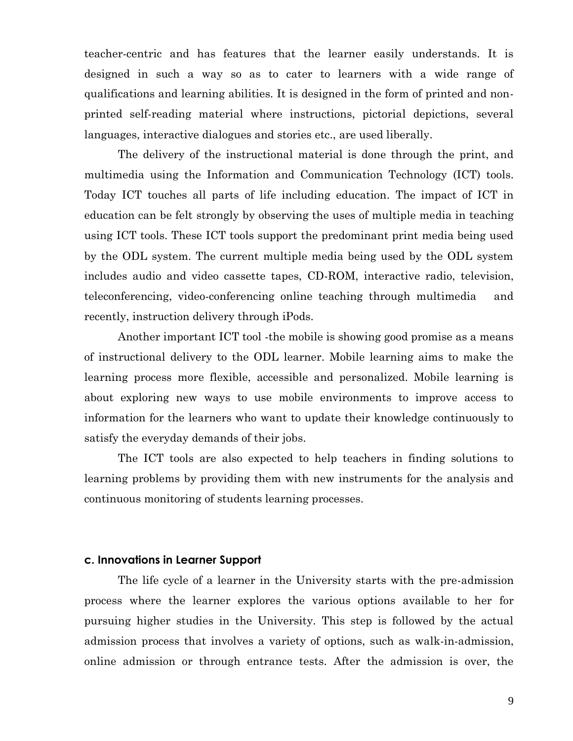teacher-centric and has features that the learner easily understands. It is designed in such a way so as to cater to learners with a wide range of qualifications and learning abilities. It is designed in the form of printed and non-printed self-reading material where instructions, pictorial depictions, several languages, interactive dialogues and stories etc., are used liberally.

The delivery of the instructional material is done through the print, and multimedia using the Information and Communication Technology (ICT) tools. Today ICT touches all parts of life including education. The impact of ICT in education can be felt strongly by observing the uses of multiple media in teaching using ICT tools. These ICT tools support the predominant print media being used by the ODL system. The current multiple media being used by the ODL system includes audio and video cassette tapes, CD-ROM, interactive radio, television, teleconferencing, video-conferencing online teaching through multimedia and recently, instruction delivery through iPods.

Another important ICT tool -the mobile is showing good promise as a means of instructional delivery to the ODL learner. Mobile learning aims to make the learning process more flexible, accessible and personalized. Mobile learning is about exploring new ways to use mobile environments to improve access to information for the learners who want to update their knowledge continuously to satisfy the everyday demands of their jobs.

The ICT tools are also expected to help teachers in finding solutions to learning problems by providing them with new instruments for the analysis and continuous monitoring of students learning processes.

#### c. Innovations in Learner Support

The life cycle of a learner in the University starts with the pre-admission process where the learner explores the various options available to her for pursuing higher studies in the University. This step is followed by the actual admission process that involves a variety of options, such as walk-in-admission, online admission or through entrance tests. After the admission is over, the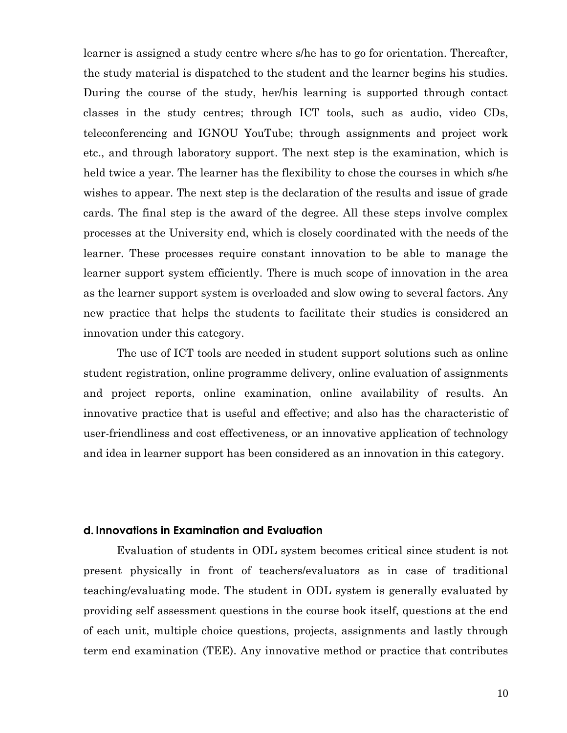learner is assigned a study centre where s/he has to go for orientation. Thereafter, the study material is dispatched to the student and the learner begins his studies. During the course of the study, her/his learning is supported through contact classes in the study centres; through ICT tools, such as audio, video CDs, teleconferencing and IGNOU YouTube; through assignments and project work etc., and through laboratory support. The next step is the examination, which is held twice a year. The learner has the flexibility to chose the courses in which s/he wishes to appear. The next step is the declaration of the results and issue of grade cards. The final step is the award of the degree. All these steps involve complex processes at the University end, which is closely coordinated with the needs of the learner. These processes require constant innovation to be able to manage the learner support system efficiently. There is much scope of innovation in the area as the learner support system is overloaded and slow owing to several factors. Any new practice that helps the students to facilitate their studies is considered an innovation under this category.

The use of ICT tools are needed in student support solutions such as online student registration, online programme delivery, online evaluation of assignments and project reports, online examination, online availability of results. An innovative practice that is useful and effective; and also has the characteristic of user-friendliness and cost effectiveness, or an innovative application of technology and idea in learner support has been considered as an innovation in this category.

### d. Innovations in Examination and Evaluation

Evaluation of students in ODL system becomes critical since student is not present physically in front of teachers/evaluators as in case of traditional teaching/evaluating mode. The student in ODL system is generally evaluated by providing self assessment questions in the course book itself, questions at the end of each unit, multiple choice questions, projects, assignments and lastly through term end examination (TEE). Any innovative method or practice that contributes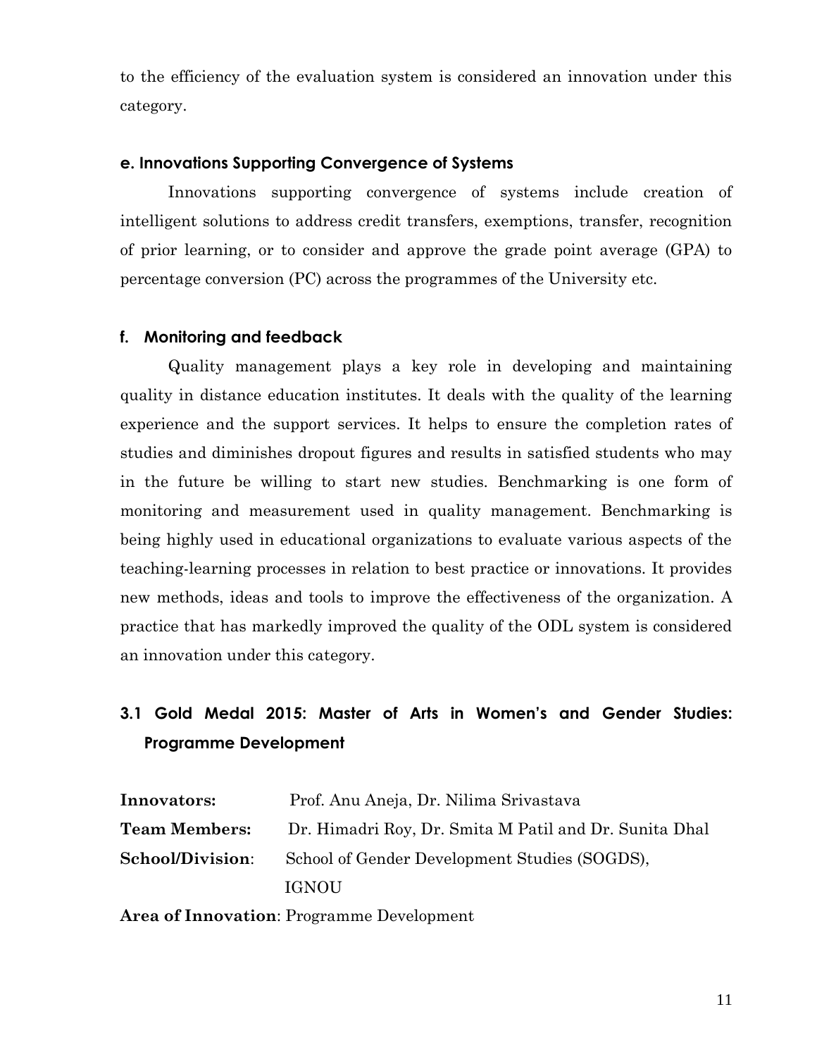to the efficiency of the evaluation system is considered an innovation under this category.

#### e. Innovations Supporting Convergence of Systems

Innovations supporting convergence of systems include creation of intelligent solutions to address credit transfers, exemptions, transfer, recognition of prior learning, or to consider and approve the grade point average (GPA) to percentage conversion (PC) across the programmes of the University etc.

#### f. Monitoring and feedback

Quality management plays a key role in developing and maintaining quality in distance education institutes. It deals with the quality of the learning experience and the support services. It helps to ensure the completion rates of studies and diminishes dropout figures and results in satisfied students who may in the future be willing to start new studies. Benchmarking is one form of monitoring and measurement used in quality management. Benchmarking is being highly used in educational organizations to evaluate various aspects of the teaching-learning processes in relation to best practice or innovations. It provides new methods, ideas and tools to improve the effectiveness of the organization. A practice that has markedly improved the quality of the ODL system is considered an innovation under this category.

### 3.1 Gold Medal 2015: Master of Arts in Women's and Gender Studies: Programme Development

**Innovators:** Prof. Anu Aneja, Dr. Nilima Srivastava

**Team Members:** Dr. Himadri Roy, Dr. Smita M Patil and Dr. Sunita Dhal

**School/Division**: School of Gender Development Studies (SOGDS), IGNOU

**Area of Innovation**: Programme Development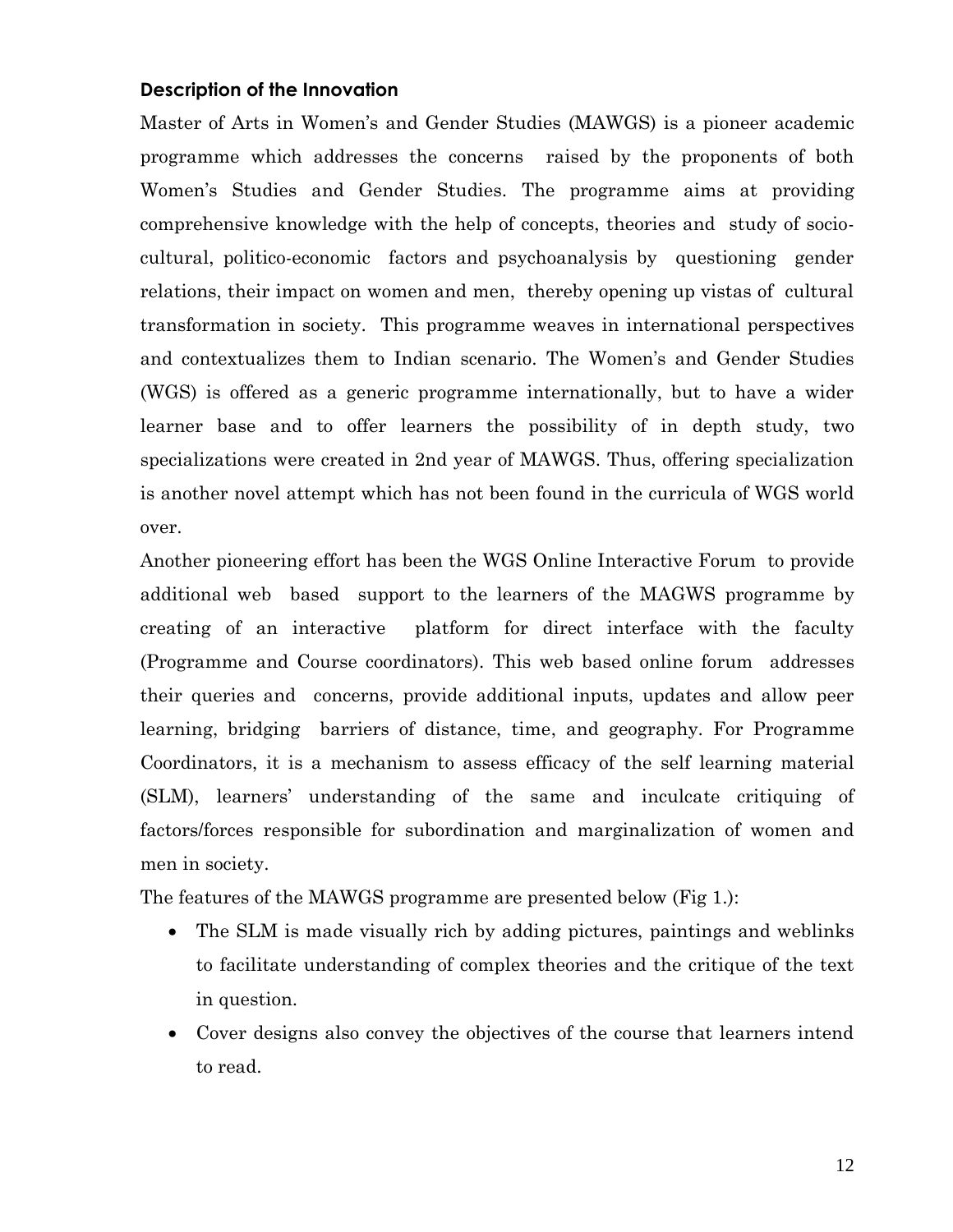### Description of the Innovation

Master of Arts in Women's and Gender Studies (MAWGS) is a pioneer academic programme which addresses the concerns raised by the proponents of both Women's Studies and Gender Studies. The programme aims at providing comprehensive knowledge with the help of concepts, theories and study of socio-cultural, politico-economic factors and psychoanalysis by questioning gender relations, their impact on women and men, thereby opening up vistas of cultural transformation in society. This programme weaves in international perspectives and contextualizes them to Indian scenario. The Women's and Gender Studies (WGS) is offered as a generic programme internationally, but to have a wider learner base and to offer learners the possibility of in depth study, two specializations were created in 2nd year of MAWGS. Thus, offering specialization is another novel attempt which has not been found in the curricula of WGS world over.

Another pioneering effort has been the WGS Online Interactive Forum to provide additional web based support to the learners of the MAGWS programme by creating of an interactive platform for direct interface with the faculty (Programme and Course coordinators). This web based online forum addresses their queries and concerns, provide additional inputs, updates and allow peer learning, bridging barriers of distance, time, and geography. For Programme Coordinators, it is a mechanism to assess efficacy of the self learning material (SLM), learners' understanding of the same and inculcate critiquing of factors/forces responsible for subordination and marginalization of women and men in society.

The features of the MAWGS programme are presented below (Fig 1.):

- The SLM is made visually rich by adding pictures, paintings and weblinks to facilitate understanding of complex theories and the critique of the text in question.
- Cover designs also convey the objectives of the course that learners intend to read.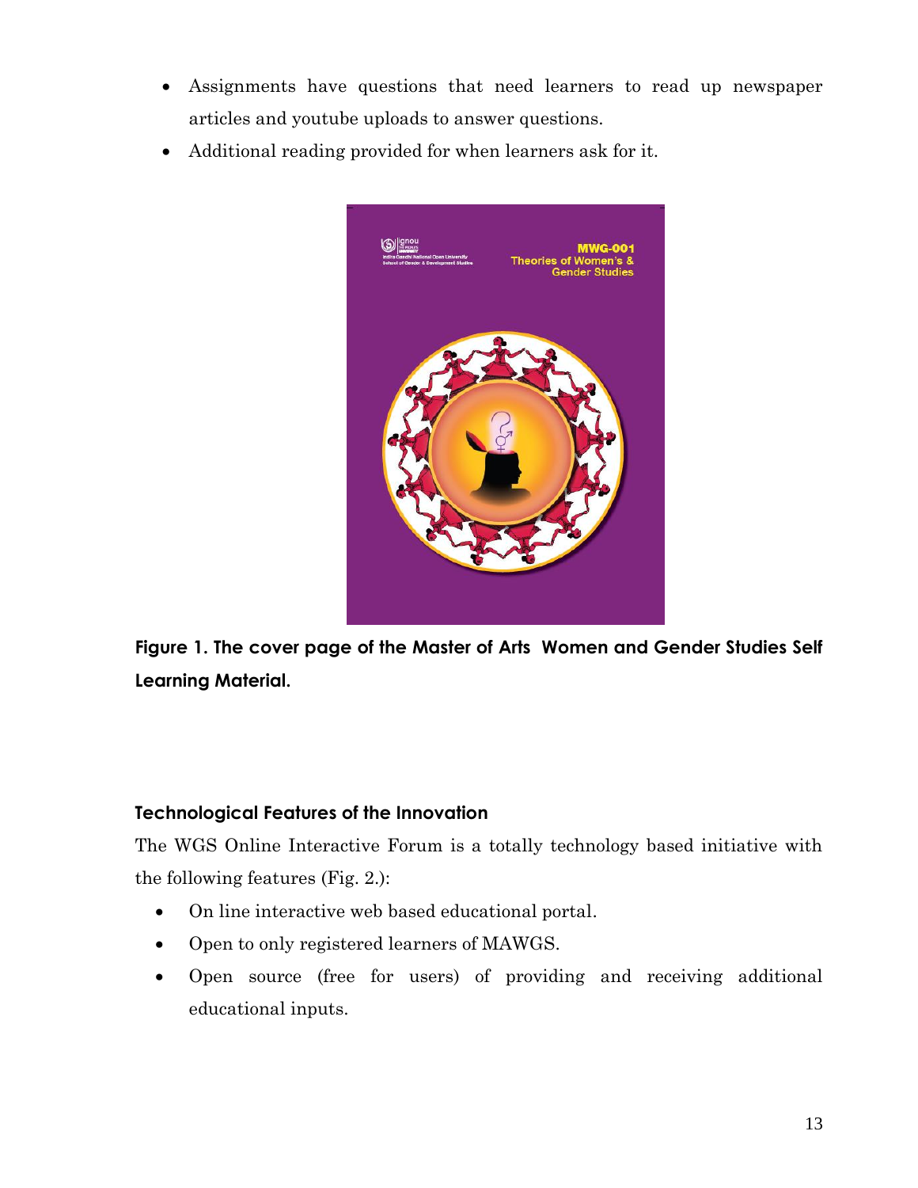- Assignments have questions that need learners to read up newspaper articles and youtube uploads to answer questions.
- Additional reading provided for when learners ask for it.

**Figure 1. The cover page of the Master of Arts Women and Gender Studies Self Learning Material.**

### Technological Features of the Innovation

The WGS Online Interactive Forum is a totally technology based initiative with the following features (Fig. 2.):

- On line interactive web based educational portal.
- Open to only registered learners of MAWGS.
- Open source (free for users) of providing and receiving additional educational inputs.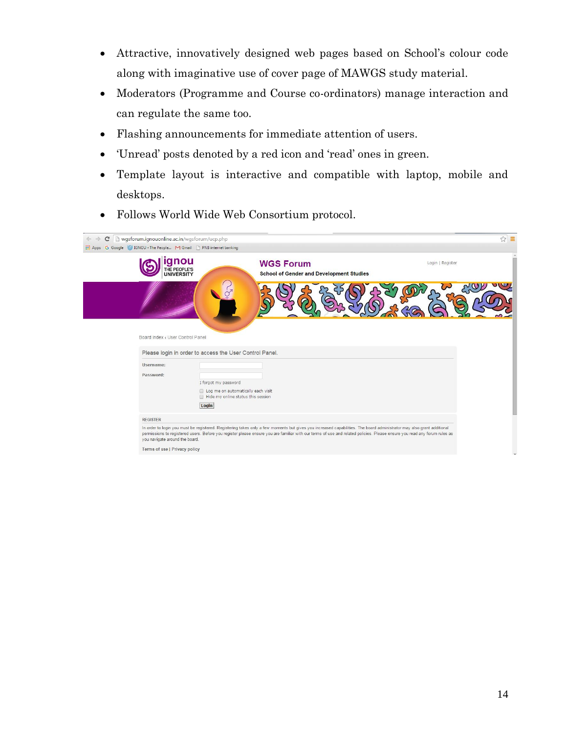- Attractive, innovatively designed web pages based on School's colour code along with imaginative use of cover page of MAWGS study material.
- Moderators (Programme and Course co-ordinators) manage interaction and can regulate the same too.
- Flashing announcements for immediate attention of users.
- 'Unread' posts denoted by a red icon and 'read' ones in green.
- Template layout is interactive and compatible with laptop, mobile and desktops.
- Follows World Wide Web Consortium protocol.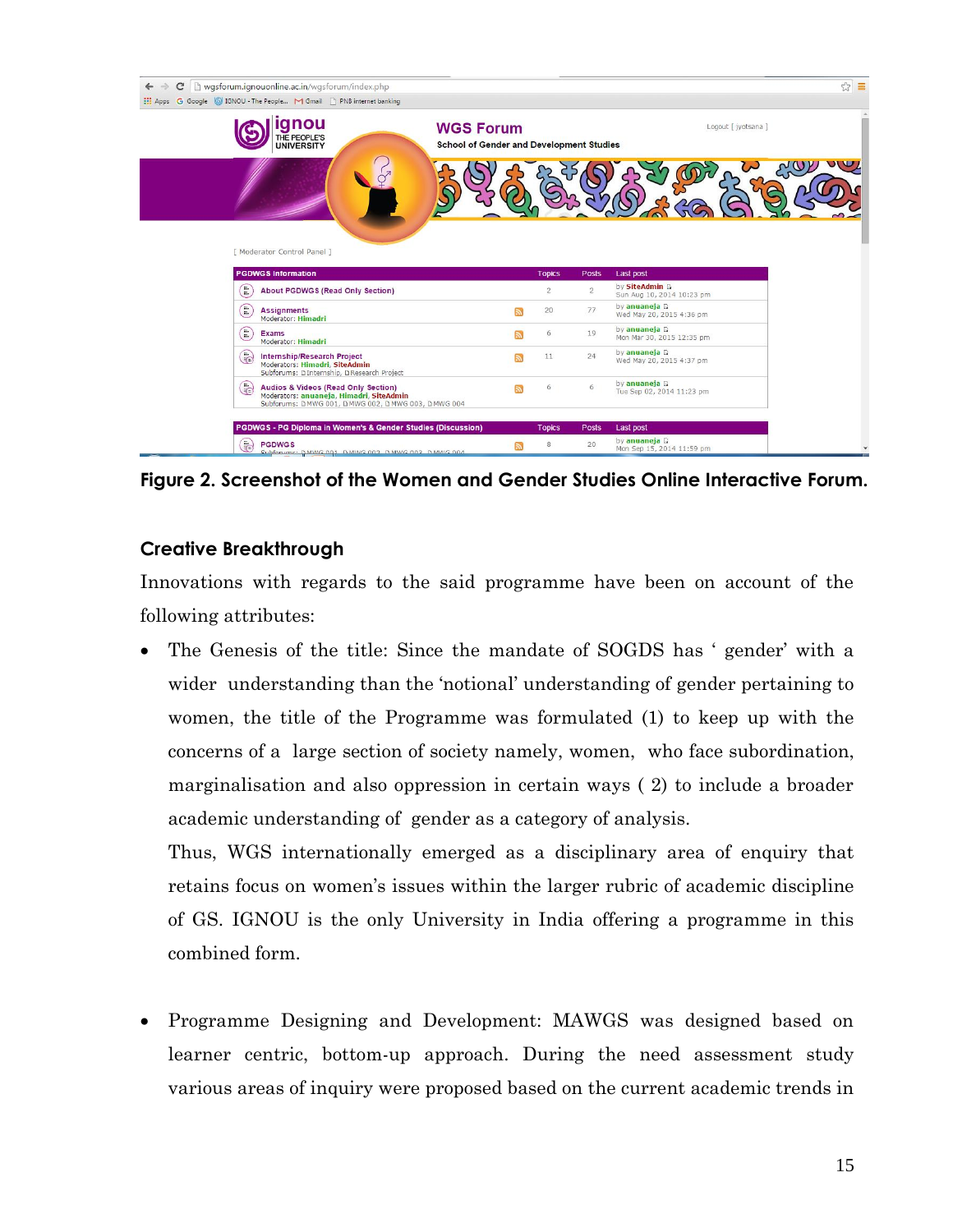Figure 2. Screenshot of the Women and Gender Studies Online Interactive Forum.

### Creative Breakthrough

Innovations with regards to the said programme have been on account of the following attributes:

- The Genesis of the title: Since the mandate of SOGDS has ' gender' with a wider understanding than the 'notional' understanding of gender pertaining to women, the title of the Programme was formulated (1) to keep up with the concerns of a large section of society namely, women, who face subordination, marginalisation and also oppression in certain ways ( 2) to include a broader academic understanding of gender as a category of analysis.

  Thus, WGS internationally emerged as a disciplinary area of enquiry that retains focus on women's issues within the larger rubric of academic discipline of GS. IGNOU is the only University in India offering a programme in this combined form.

- Programme Designing and Development: MAWGS was designed based on learner centric, bottom-up approach. During the need assessment study various areas of inquiry were proposed based on the current academic trends in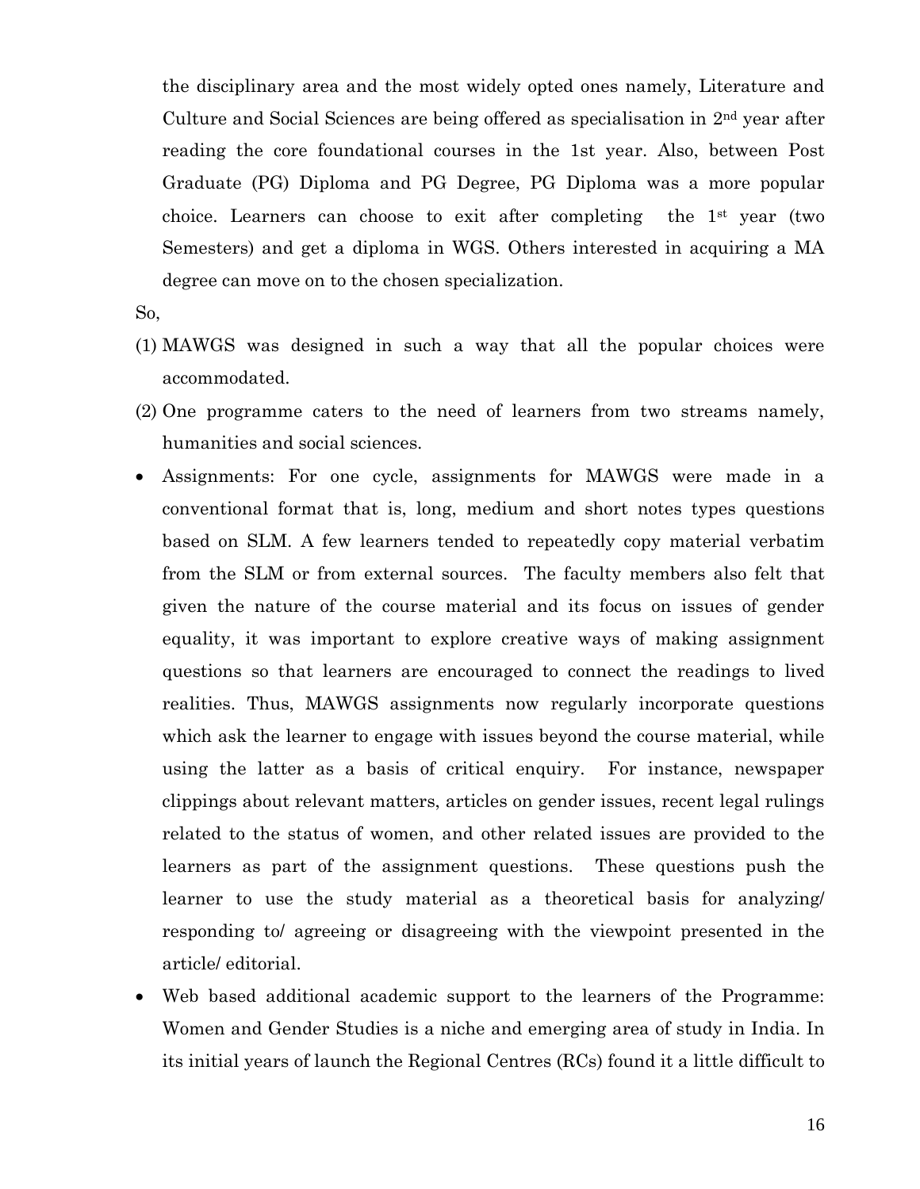the disciplinary area and the most widely opted ones namely, Literature and Culture and Social Sciences are being offered as specialisation in 2nd year after reading the core foundational courses in the 1st year. Also, between Post Graduate (PG) Diploma and PG Degree, PG Diploma was a more popular choice. Learners can choose to exit after completing the 1st year (two Semesters) and get a diploma in WGS. Others interested in acquiring a MA degree can move on to the chosen specialization.

So,

(1) MAWGS was designed in such a way that all the popular choices were accommodated.

(2) One programme caters to the need of learners from two streams namely, humanities and social sciences.

- Assignments: For one cycle, assignments for MAWGS were made in a conventional format that is, long, medium and short notes types questions based on SLM. A few learners tended to repeatedly copy material verbatim from the SLM or from external sources. The faculty members also felt that given the nature of the course material and its focus on issues of gender equality, it was important to explore creative ways of making assignment questions so that learners are encouraged to connect the readings to lived realities. Thus, MAWGS assignments now regularly incorporate questions which ask the learner to engage with issues beyond the course material, while using the latter as a basis of critical enquiry. For instance, newspaper clippings about relevant matters, articles on gender issues, recent legal rulings related to the status of women, and other related issues are provided to the learners as part of the assignment questions. These questions push the learner to use the study material as a theoretical basis for analyzing/ responding to/ agreeing or disagreeing with the viewpoint presented in the article/ editorial.
- Web based additional academic support to the learners of the Programme: Women and Gender Studies is a niche and emerging area of study in India. In its initial years of launch the Regional Centres (RCs) found it a little difficult to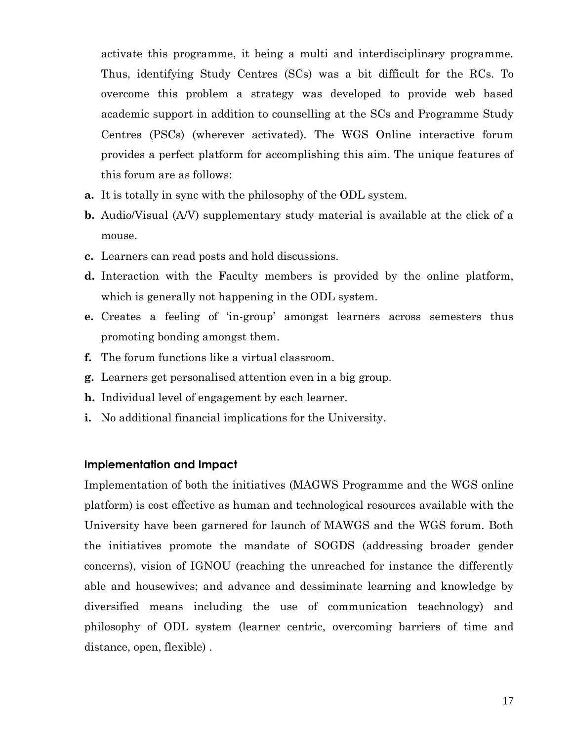activate this programme, it being a multi and interdisciplinary programme. Thus, identifying Study Centres (SCs) was a bit difficult for the RCs. To overcome this problem a strategy was developed to provide web based academic support in addition to counselling at the SCs and Programme Study Centres (PSCs) (wherever activated). The WGS Online interactive forum provides a perfect platform for accomplishing this aim. The unique features of this forum are as follows:

**a.** It is totally in sync with the philosophy of the ODL system.

**b.** Audio/Visual (A/V) supplementary study material is available at the click of a mouse.

**c.** Learners can read posts and hold discussions.

**d.** Interaction with the Faculty members is provided by the online platform, which is generally not happening in the ODL system.

**e.** Creates a feeling of 'in-group' amongst learners across semesters thus promoting bonding amongst them.

**f.** The forum functions like a virtual classroom.

**g.** Learners get personalised attention even in a big group.

**h.** Individual level of engagement by each learner.

**i.** No additional financial implications for the University.

#### Implementation and Impact

Implementation of both the initiatives (MAGWS Programme and the WGS online platform) is cost effective as human and technological resources available with the University have been garnered for launch of MAWGS and the WGS forum. Both the initiatives promote the mandate of SOGDS (addressing broader gender concerns), vision of IGNOU (reaching the unreached for instance the differently able and housewives; and advance and dessiminate learning and knowledge by diversified means including the use of communication teachnology) and philosophy of ODL system (learner centric, overcoming barriers of time and distance, open, flexible) .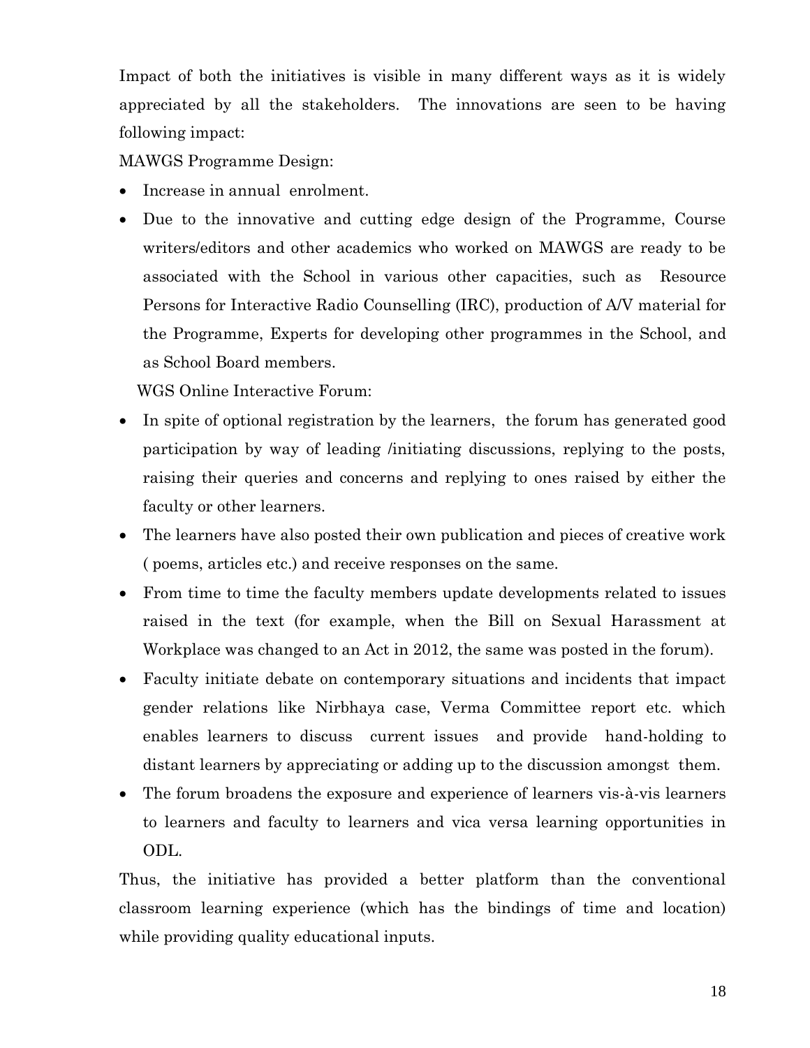Impact of both the initiatives is visible in many different ways as it is widely appreciated by all the stakeholders. The innovations are seen to be having following impact:

MAWGS Programme Design:

- Increase in annual enrolment.
- Due to the innovative and cutting edge design of the Programme, Course writers/editors and other academics who worked on MAWGS are ready to be associated with the School in various other capacities, such as Resource Persons for Interactive Radio Counselling (IRC), production of A/V material for the Programme, Experts for developing other programmes in the School, and as School Board members.

WGS Online Interactive Forum:

- In spite of optional registration by the learners, the forum has generated good participation by way of leading /initiating discussions, replying to the posts, raising their queries and concerns and replying to ones raised by either the faculty or other learners.
- The learners have also posted their own publication and pieces of creative work ( poems, articles etc.) and receive responses on the same.
- From time to time the faculty members update developments related to issues raised in the text (for example, when the Bill on Sexual Harassment at Workplace was changed to an Act in 2012, the same was posted in the forum).
- Faculty initiate debate on contemporary situations and incidents that impact gender relations like Nirbhaya case, Verma Committee report etc. which enables learners to discuss current issues and provide hand-holding to distant learners by appreciating or adding up to the discussion amongst them.
- The forum broadens the exposure and experience of learners vis-à-vis learners to learners and faculty to learners and vica versa learning opportunities in ODL.

Thus, the initiative has provided a better platform than the conventional classroom learning experience (which has the bindings of time and location) while providing quality educational inputs.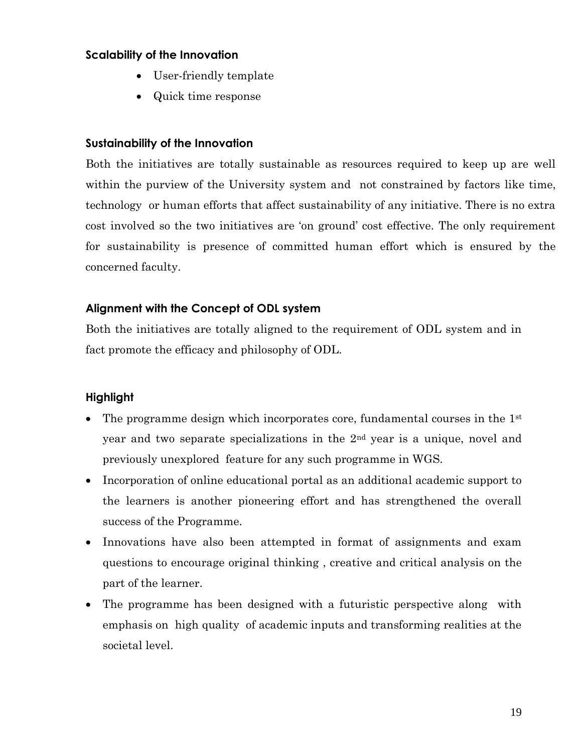#### Scalability of the Innovation

- User-friendly template
- Quick time response

#### Sustainability of the Innovation

Both the initiatives are totally sustainable as resources required to keep up are well within the purview of the University system and not constrained by factors like time, technology or human efforts that affect sustainability of any initiative. There is no extra cost involved so the two initiatives are 'on ground' cost effective. The only requirement for sustainability is presence of committed human effort which is ensured by the concerned faculty.

#### Alignment with the Concept of ODL system

Both the initiatives are totally aligned to the requirement of ODL system and in fact promote the efficacy and philosophy of ODL.

#### Highlight

- The programme design which incorporates core, fundamental courses in the 1st year and two separate specializations in the 2nd year is a unique, novel and previously unexplored feature for any such programme in WGS.
- Incorporation of online educational portal as an additional academic support to the learners is another pioneering effort and has strengthened the overall success of the Programme.
- Innovations have also been attempted in format of assignments and exam questions to encourage original thinking , creative and critical analysis on the part of the learner.
- The programme has been designed with a futuristic perspective along with emphasis on high quality of academic inputs and transforming realities at the societal level.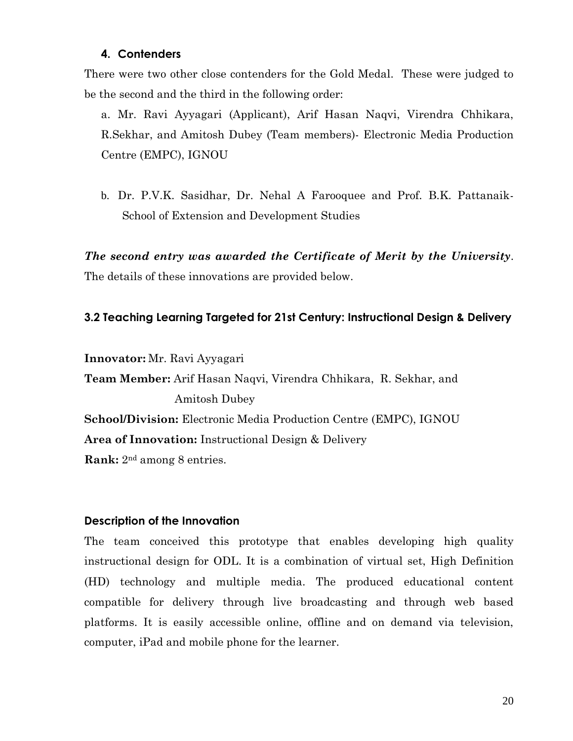### 4. Contenders

There were two other close contenders for the Gold Medal. These were judged to be the second and the third in the following order:

a. Mr. Ravi Ayyagari (Applicant), Arif Hasan Naqvi, Virendra Chhikara, R.Sekhar, and Amitosh Dubey (Team members)- Electronic Media Production Centre (EMPC), IGNOU

b. Dr. P.V.K. Sasidhar, Dr. Nehal A Farooquee and Prof. B.K. Pattanaik- School of Extension and Development Studies

***The second entry was awarded the Certificate of Merit by the University***. The details of these innovations are provided below.

### 3.2 Teaching Learning Targeted for 21st Century: Instructional Design & Delivery

**Innovator:** Mr. Ravi Ayyagari

**Team Member:** Arif Hasan Naqvi, Virendra Chhikara, R. Sekhar, and Amitosh Dubey

**School/Division:** Electronic Media Production Centre (EMPC), IGNOU

**Area of Innovation:** Instructional Design & Delivery

**Rank:** 2nd among 8 entries.

#### Description of the Innovation

The team conceived this prototype that enables developing high quality instructional design for ODL. It is a combination of virtual set, High Definition (HD) technology and multiple media. The produced educational content compatible for delivery through live broadcasting and through web based platforms. It is easily accessible online, offline and on demand via television, computer, iPad and mobile phone for the learner.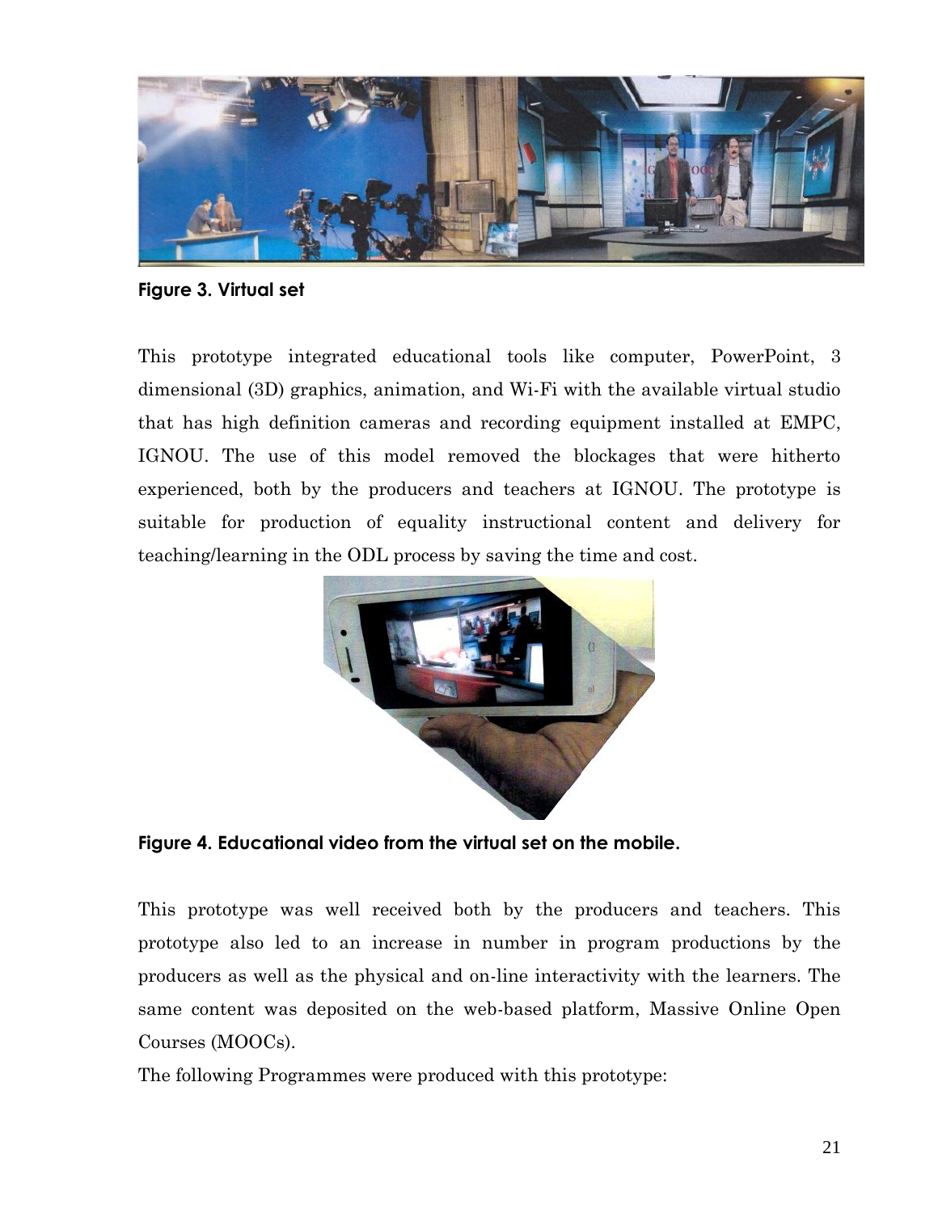Figure 3. Virtual set

This prototype integrated educational tools like computer, PowerPoint, 3 dimensional (3D) graphics, animation, and Wi-Fi with the available virtual studio that has high definition cameras and recording equipment installed at EMPC, IGNOU. The use of this model removed the blockages that were hitherto experienced, both by the producers and teachers at IGNOU. The prototype is suitable for production of equality instructional content and delivery for teaching/learning in the ODL process by saving the time and cost.

Figure 4. Educational video from the virtual set on the mobile.

This prototype was well received both by the producers and teachers. This prototype also led to an increase in number in program productions by the producers as well as the physical and on-line interactivity with the learners. The same content was deposited on the web-based platform, Massive Online Open Courses (MOOCs).

The following Programmes were produced with this prototype: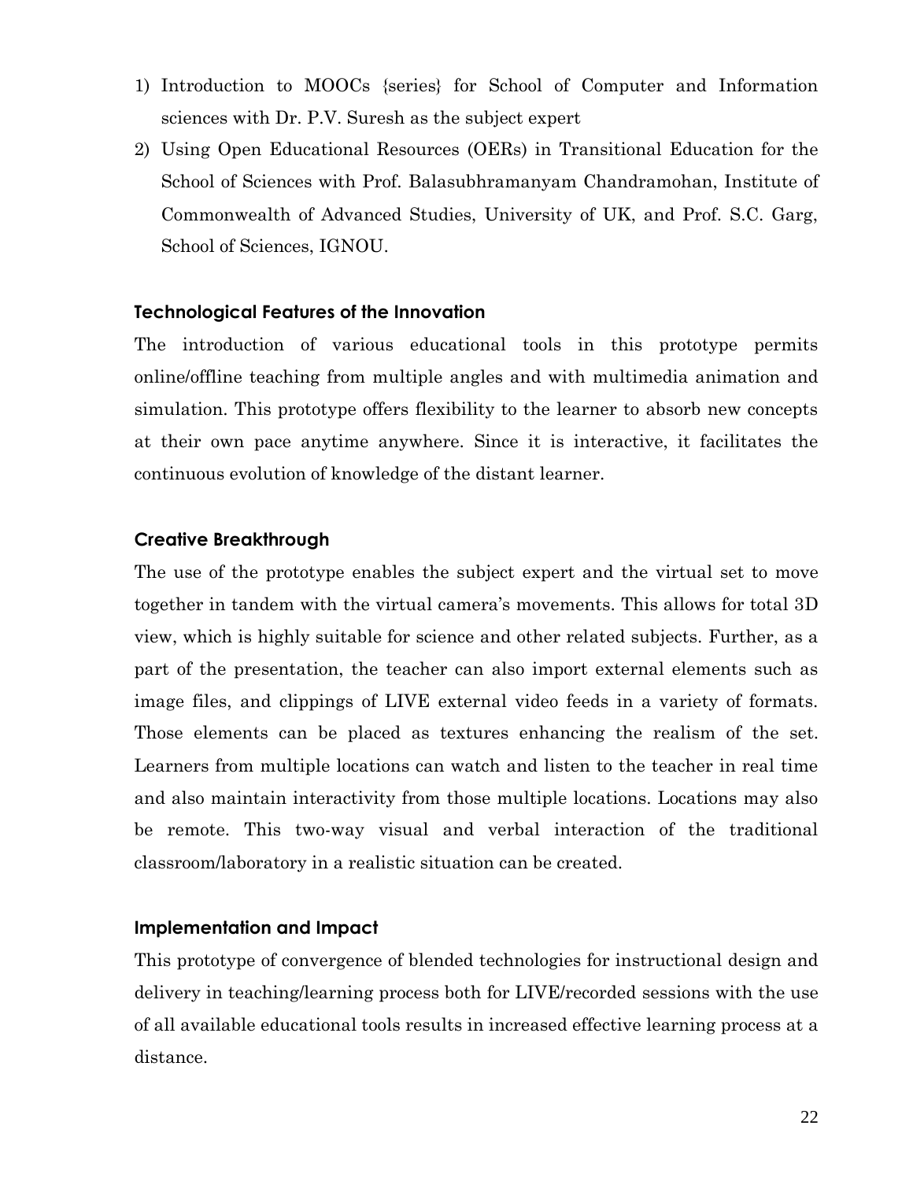1) Introduction to MOOCs {series} for School of Computer and Information sciences with Dr. P.V. Suresh as the subject expert
2) Using Open Educational Resources (OERs) in Transitional Education for the School of Sciences with Prof. Balasubhramanyam Chandramohan, Institute of Commonwealth of Advanced Studies, University of UK, and Prof. S.C. Garg, School of Sciences, IGNOU.

### Technological Features of the Innovation

The introduction of various educational tools in this prototype permits online/offline teaching from multiple angles and with multimedia animation and simulation. This prototype offers flexibility to the learner to absorb new concepts at their own pace anytime anywhere. Since it is interactive, it facilitates the continuous evolution of knowledge of the distant learner.

### Creative Breakthrough

The use of the prototype enables the subject expert and the virtual set to move together in tandem with the virtual camera's movements. This allows for total 3D view, which is highly suitable for science and other related subjects. Further, as a part of the presentation, the teacher can also import external elements such as image files, and clippings of LIVE external video feeds in a variety of formats. Those elements can be placed as textures enhancing the realism of the set. Learners from multiple locations can watch and listen to the teacher in real time and also maintain interactivity from those multiple locations. Locations may also be remote. This two-way visual and verbal interaction of the traditional classroom/laboratory in a realistic situation can be created.

### Implementation and Impact

This prototype of convergence of blended technologies for instructional design and delivery in teaching/learning process both for LIVE/recorded sessions with the use of all available educational tools results in increased effective learning process at a distance.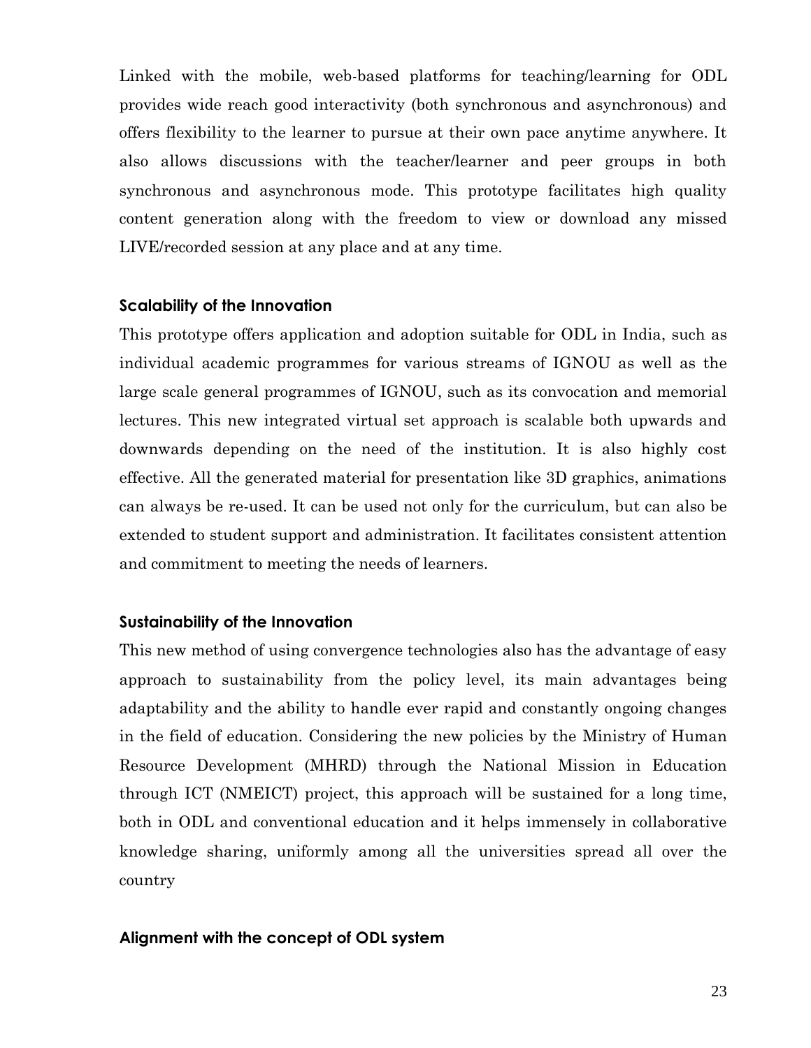Linked with the mobile, web-based platforms for teaching/learning for ODL provides wide reach good interactivity (both synchronous and asynchronous) and offers flexibility to the learner to pursue at their own pace anytime anywhere. It also allows discussions with the teacher/learner and peer groups in both synchronous and asynchronous mode. This prototype facilitates high quality content generation along with the freedom to view or download any missed LIVE/recorded session at any place and at any time.

### Scalability of the Innovation

This prototype offers application and adoption suitable for ODL in India, such as individual academic programmes for various streams of IGNOU as well as the large scale general programmes of IGNOU, such as its convocation and memorial lectures. This new integrated virtual set approach is scalable both upwards and downwards depending on the need of the institution. It is also highly cost effective. All the generated material for presentation like 3D graphics, animations can always be re-used. It can be used not only for the curriculum, but can also be extended to student support and administration. It facilitates consistent attention and commitment to meeting the needs of learners.

### Sustainability of the Innovation

This new method of using convergence technologies also has the advantage of easy approach to sustainability from the policy level, its main advantages being adaptability and the ability to handle ever rapid and constantly ongoing changes in the field of education. Considering the new policies by the Ministry of Human Resource Development (MHRD) through the National Mission in Education through ICT (NMEICT) project, this approach will be sustained for a long time, both in ODL and conventional education and it helps immensely in collaborative knowledge sharing, uniformly among all the universities spread all over the country

### Alignment with the concept of ODL system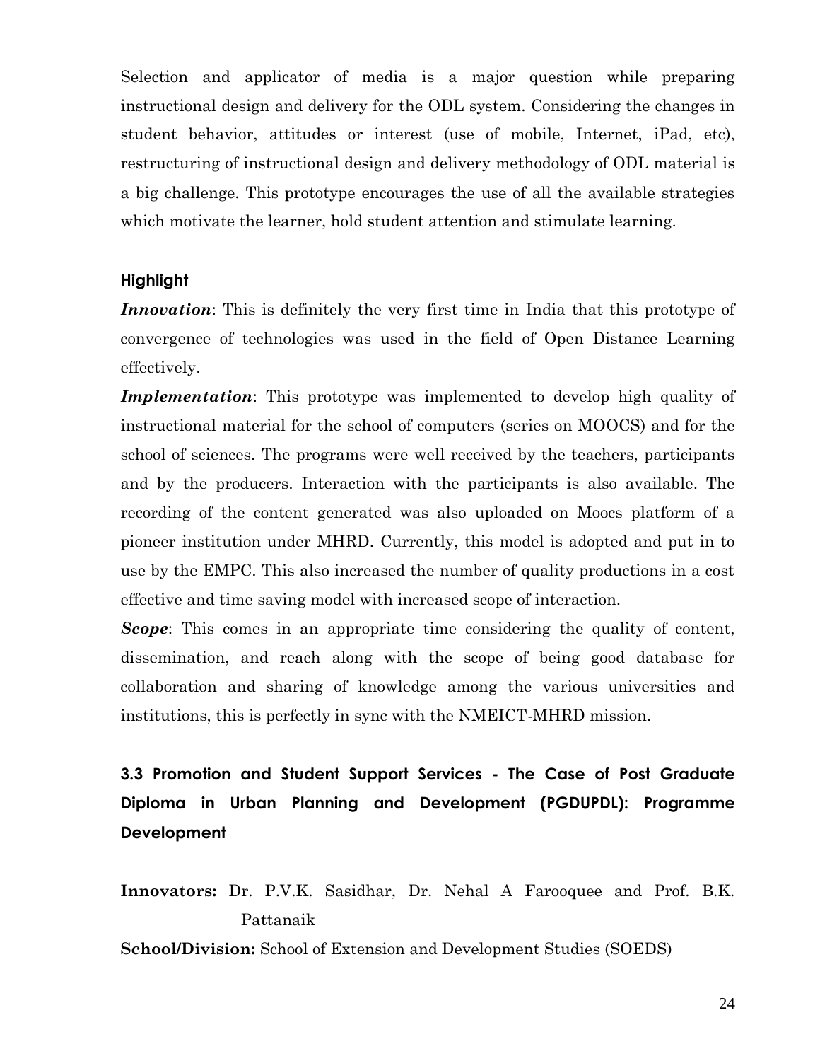Selection and applicator of media is a major question while preparing instructional design and delivery for the ODL system. Considering the changes in student behavior, attitudes or interest (use of mobile, Internet, iPad, etc), restructuring of instructional design and delivery methodology of ODL material is a big challenge. This prototype encourages the use of all the available strategies which motivate the learner, hold student attention and stimulate learning.

#### Highlight

***Innovation***: This is definitely the very first time in India that this prototype of convergence of technologies was used in the field of Open Distance Learning effectively.

***Implementation***: This prototype was implemented to develop high quality of instructional material for the school of computers (series on MOOCS) and for the school of sciences. The programs were well received by the teachers, participants and by the producers. Interaction with the participants is also available. The recording of the content generated was also uploaded on Moocs platform of a pioneer institution under MHRD. Currently, this model is adopted and put in to use by the EMPC. This also increased the number of quality productions in a cost effective and time saving model with increased scope of interaction.

***Scope***: This comes in an appropriate time considering the quality of content, dissemination, and reach along with the scope of being good database for collaboration and sharing of knowledge among the various universities and institutions, this is perfectly in sync with the NMEICT-MHRD mission.

### 3.3 Promotion and Student Support Services - The Case of Post Graduate Diploma in Urban Planning and Development (PGDUPDL): Programme Development

**Innovators:** Dr. P.V.K. Sasidhar, Dr. Nehal A Farooquee and Prof. B.K. Pattanaik

**School/Division:** School of Extension and Development Studies (SOEDS)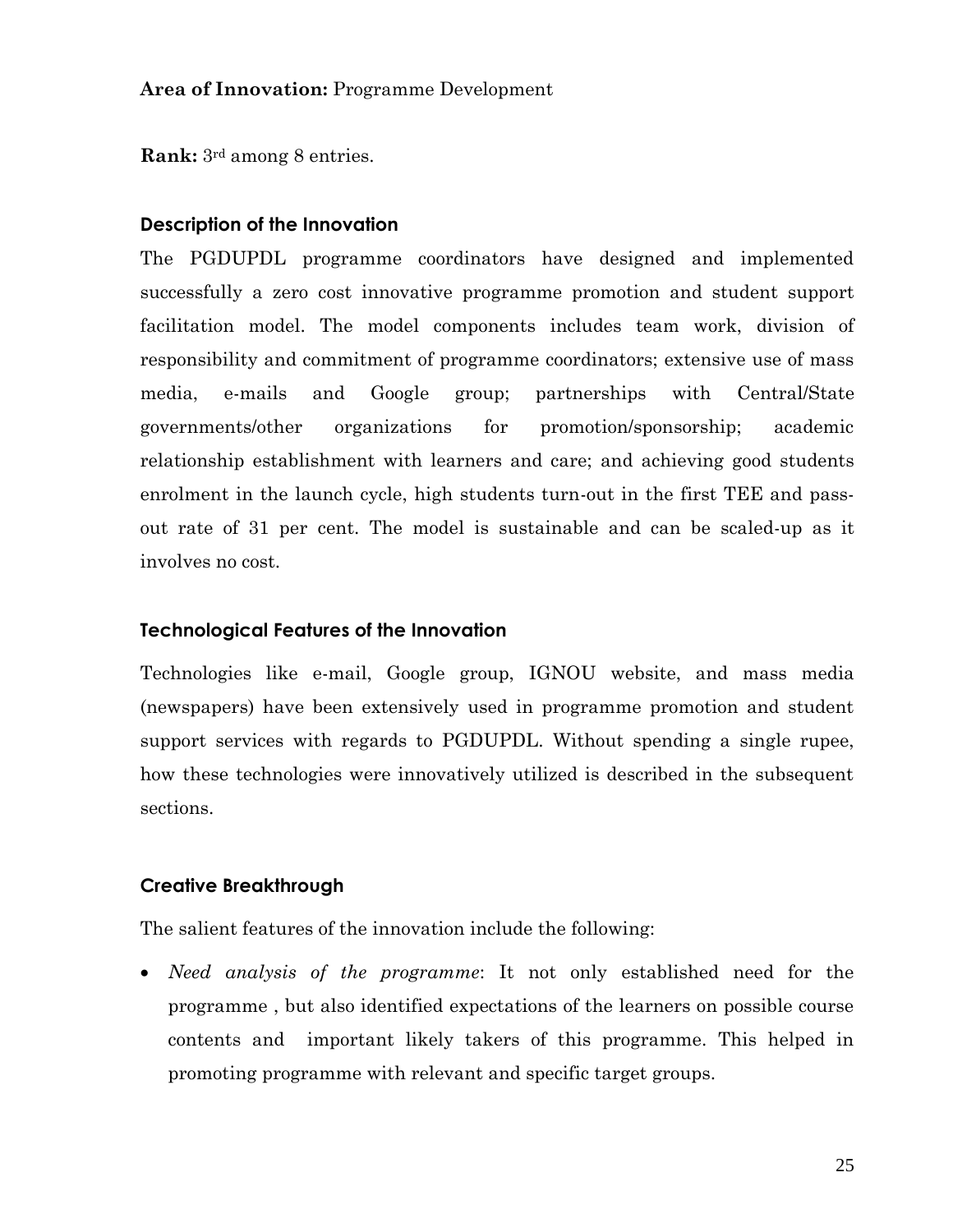**Area of Innovation:** Programme Development

**Rank:** 3rd among 8 entries.

### Description of the Innovation

The PGDUPDL programme coordinators have designed and implemented successfully a zero cost innovative programme promotion and student support facilitation model. The model components includes team work, division of responsibility and commitment of programme coordinators; extensive use of mass media, e-mails and Google group; partnerships with Central/State governments/other organizations for promotion/sponsorship; academic relationship establishment with learners and care; and achieving good students enrolment in the launch cycle, high students turn-out in the first TEE and pass-out rate of 31 per cent. The model is sustainable and can be scaled-up as it involves no cost.

### Technological Features of the Innovation

Technologies like e-mail, Google group, IGNOU website, and mass media (newspapers) have been extensively used in programme promotion and student support services with regards to PGDUPDL. Without spending a single rupee, how these technologies were innovatively utilized is described in the subsequent sections.

### Creative Breakthrough

The salient features of the innovation include the following:

- *Need analysis of the programme*: It not only established need for the programme , but also identified expectations of the learners on possible course contents and important likely takers of this programme. This helped in promoting programme with relevant and specific target groups.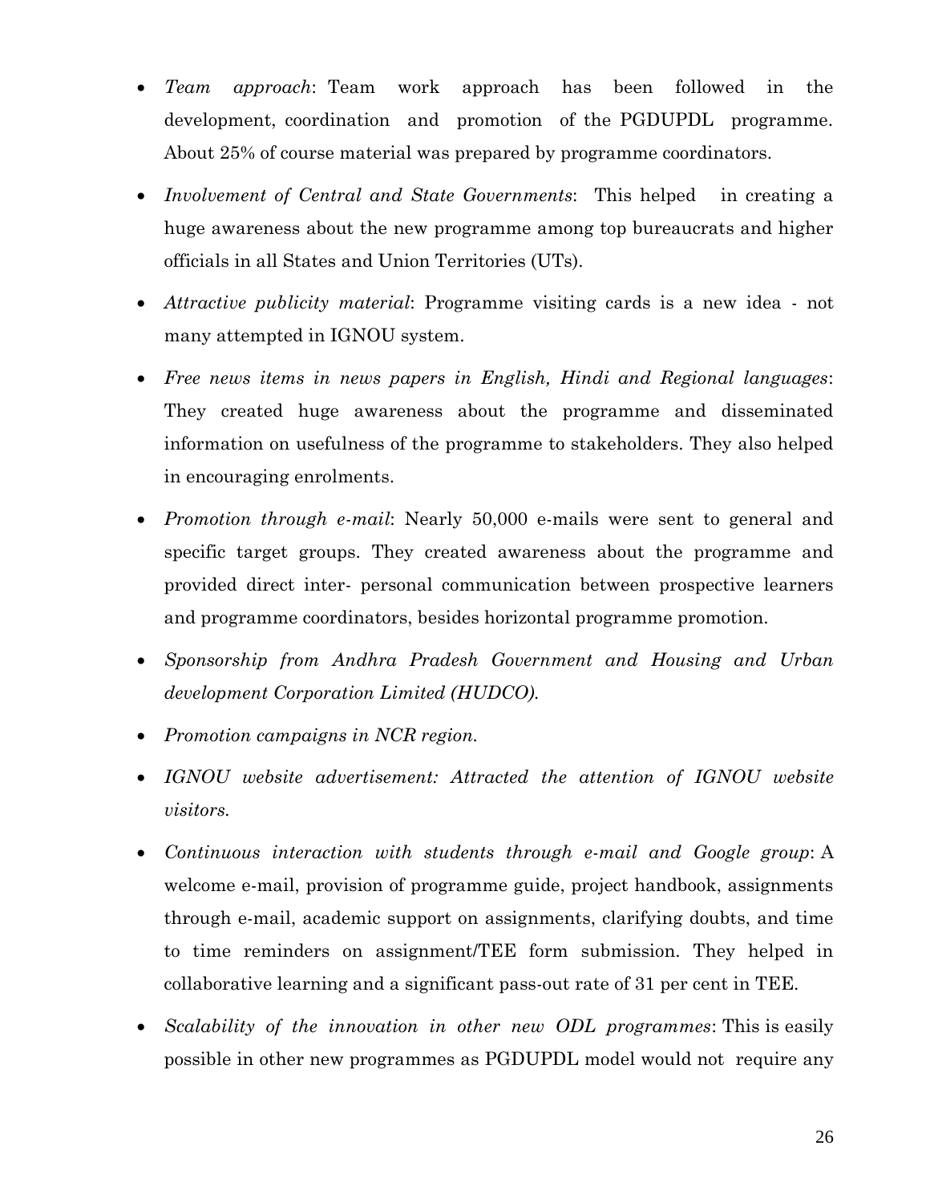- *Team approach*: Team work approach has been followed in the development, coordination and promotion of the PGDUPDL programme. About 25% of course material was prepared by programme coordinators.
- *Involvement of Central and State Governments*: This helped in creating a huge awareness about the new programme among top bureaucrats and higher officials in all States and Union Territories (UTs).
- *Attractive publicity material*: Programme visiting cards is a new idea - not many attempted in IGNOU system.
- *Free news items in news papers in English, Hindi and Regional languages*: They created huge awareness about the programme and disseminated information on usefulness of the programme to stakeholders. They also helped in encouraging enrolments.
- *Promotion through e-mail*: Nearly 50,000 e-mails were sent to general and specific target groups. They created awareness about the programme and provided direct inter- personal communication between prospective learners and programme coordinators, besides horizontal programme promotion.
- *Sponsorship from Andhra Pradesh Government and Housing and Urban development Corporation Limited (HUDCO).*
- *Promotion campaigns in NCR region.*
- *IGNOU website advertisement: Attracted the attention of IGNOU website visitors.*
- *Continuous interaction with students through e-mail and Google group*: A welcome e-mail, provision of programme guide, project handbook, assignments through e-mail, academic support on assignments, clarifying doubts, and time to time reminders on assignment/TEE form submission. They helped in collaborative learning and a significant pass-out rate of 31 per cent in TEE.
- *Scalability of the innovation in other new ODL programmes*: This is easily possible in other new programmes as PGDUPDL model would not require any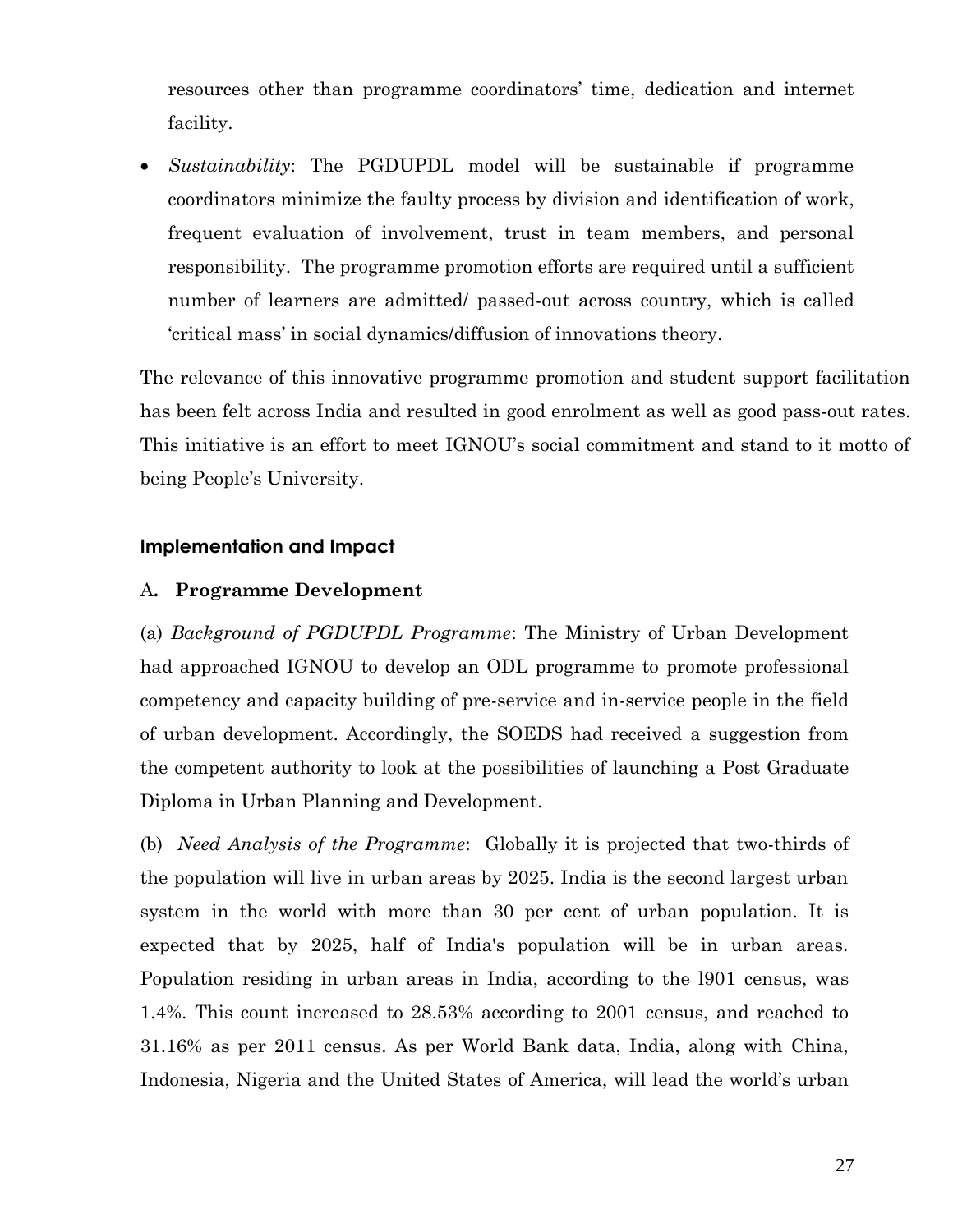resources other than programme coordinators' time, dedication and internet facility.

- *Sustainability*: The PGDUPDL model will be sustainable if programme coordinators minimize the faulty process by division and identification of work, frequent evaluation of involvement, trust in team members, and personal responsibility. The programme promotion efforts are required until a sufficient number of learners are admitted/ passed-out across country, which is called 'critical mass' in social dynamics/diffusion of innovations theory.

The relevance of this innovative programme promotion and student support facilitation has been felt across India and resulted in good enrolment as well as good pass-out rates. This initiative is an effort to meet IGNOU's social commitment and stand to it motto of being People's University.

### Implementation and Impact

**A. Programme Development**

(a) *Background of PGDUPDL Programme*: The Ministry of Urban Development had approached IGNOU to develop an ODL programme to promote professional competency and capacity building of pre-service and in-service people in the field of urban development. Accordingly, the SOEDS had received a suggestion from the competent authority to look at the possibilities of launching a Post Graduate Diploma in Urban Planning and Development.

(b) *Need Analysis of the Programme*: Globally it is projected that two-thirds of the population will live in urban areas by 2025. India is the second largest urban system in the world with more than 30 per cent of urban population. It is expected that by 2025, half of India's population will be in urban areas. Population residing in urban areas in India, according to the l901 census, was 1.4%. This count increased to 28.53% according to 2001 census, and reached to 31.16% as per 2011 census. As per World Bank data, India, along with China, Indonesia, Nigeria and the United States of America, will lead the world's urban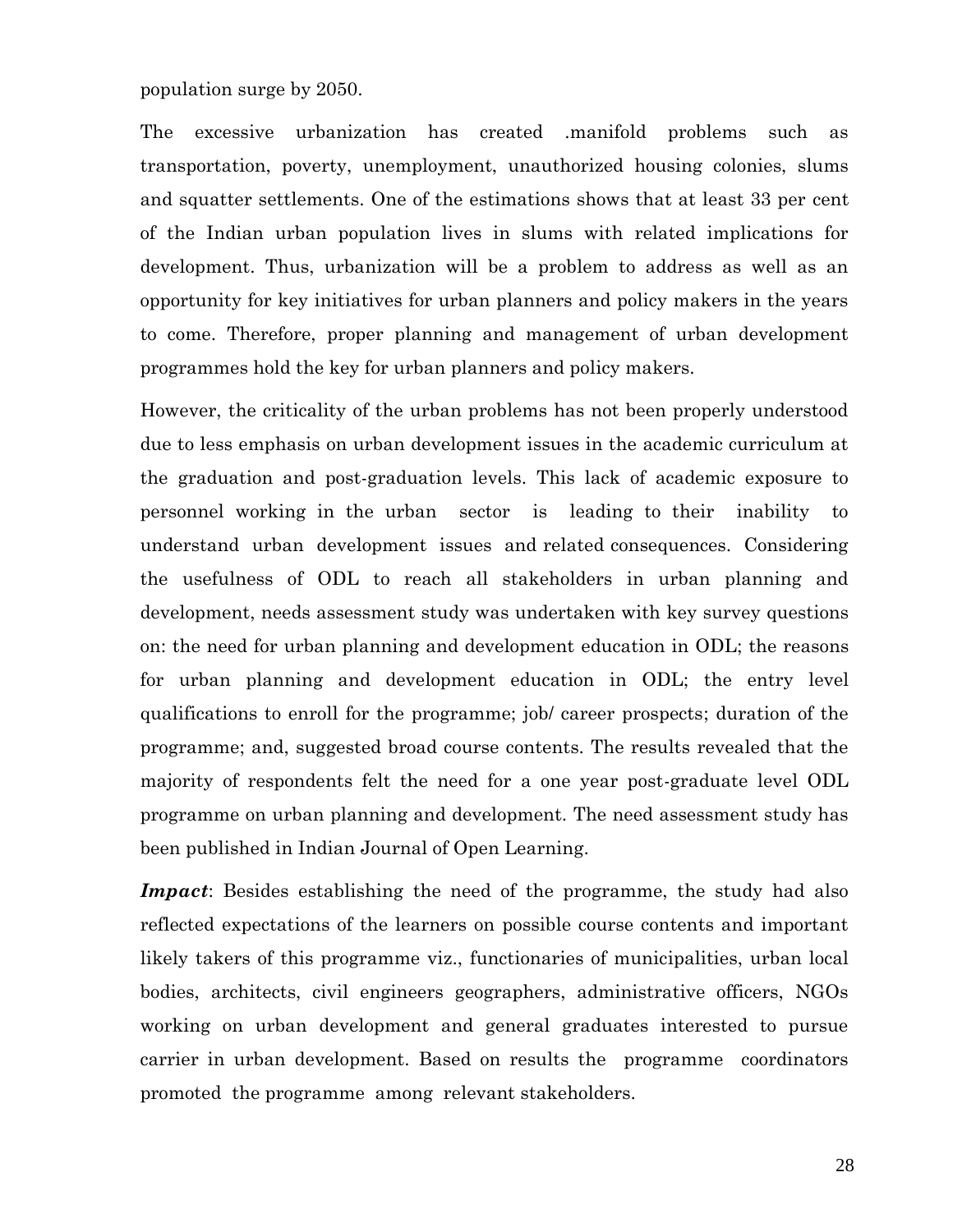population surge by 2050.

The excessive urbanization has created .manifold problems such as transportation, poverty, unemployment, unauthorized housing colonies, slums and squatter settlements. One of the estimations shows that at least 33 per cent of the Indian urban population lives in slums with related implications for development. Thus, urbanization will be a problem to address as well as an opportunity for key initiatives for urban planners and policy makers in the years to come. Therefore, proper planning and management of urban development programmes hold the key for urban planners and policy makers.

However, the criticality of the urban problems has not been properly understood due to less emphasis on urban development issues in the academic curriculum at the graduation and post-graduation levels. This lack of academic exposure to personnel working in the urban sector is leading to their inability to understand urban development issues and related consequences. Considering the usefulness of ODL to reach all stakeholders in urban planning and development, needs assessment study was undertaken with key survey questions on: the need for urban planning and development education in ODL; the reasons for urban planning and development education in ODL; the entry level qualifications to enroll for the programme; job/ career prospects; duration of the programme; and, suggested broad course contents. The results revealed that the majority of respondents felt the need for a one year post-graduate level ODL programme on urban planning and development. The need assessment study has been published in Indian Journal of Open Learning.

***Impact***: Besides establishing the need of the programme, the study had also reflected expectations of the learners on possible course contents and important likely takers of this programme viz., functionaries of municipalities, urban local bodies, architects, civil engineers geographers, administrative officers, NGOs working on urban development and general graduates interested to pursue carrier in urban development. Based on results the programme coordinators promoted the programme among relevant stakeholders.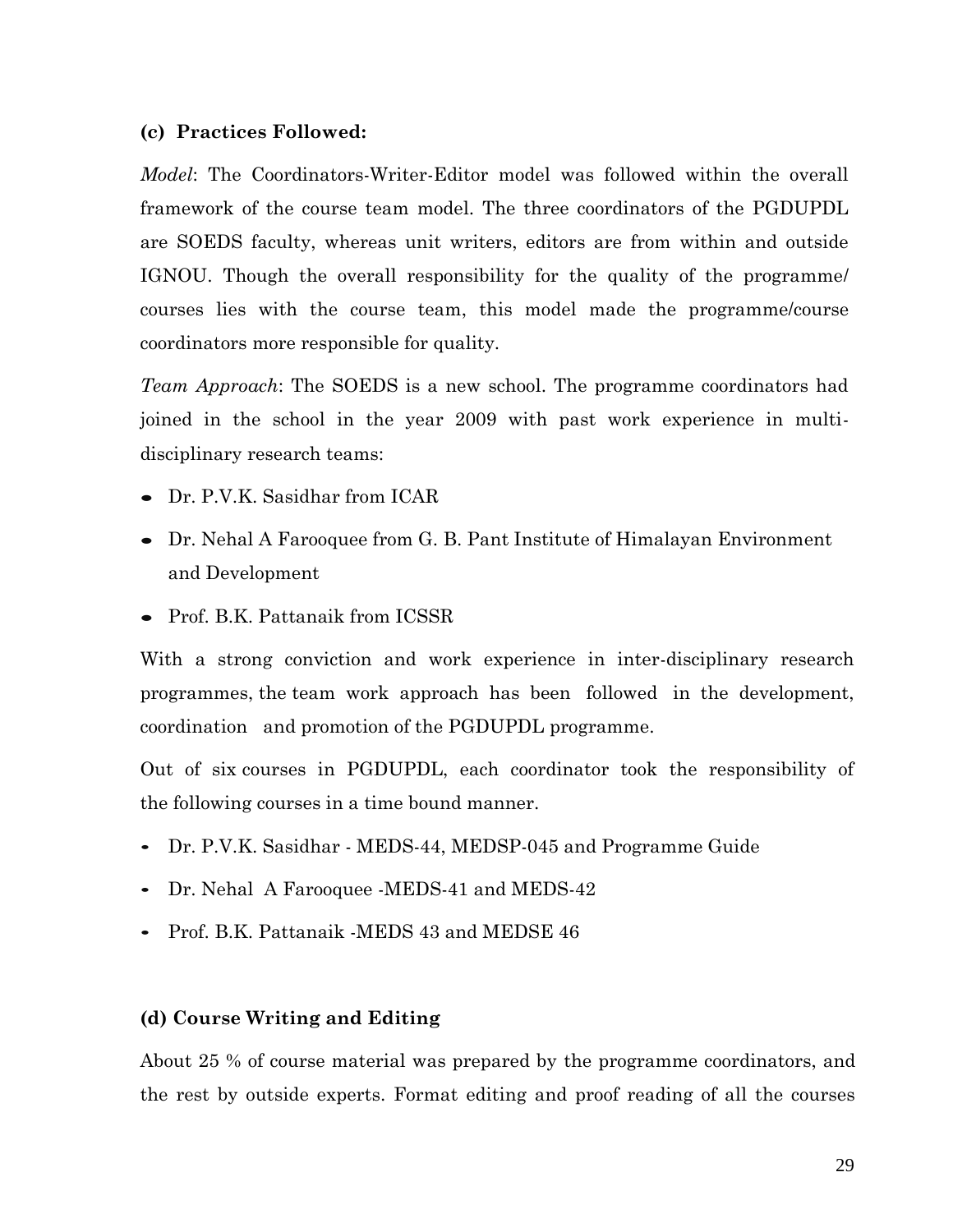**(c) Practices Followed:**

*Model*: The Coordinators-Writer-Editor model was followed within the overall framework of the course team model. The three coordinators of the PGDUPDL are SOEDS faculty, whereas unit writers, editors are from within and outside IGNOU. Though the overall responsibility for the quality of the programme/ courses lies with the course team, this model made the programme/course coordinators more responsible for quality.

*Team Approach*: The SOEDS is a new school. The programme coordinators had joined in the school in the year 2009 with past work experience in multi-disciplinary research teams:

- Dr. P.V.K. Sasidhar from ICAR
- Dr. Nehal A Farooquee from G. B. Pant Institute of Himalayan Environment and Development
- Prof. B.K. Pattanaik from ICSSR

With a strong conviction and work experience in inter-disciplinary research programmes, the team work approach has been followed in the development, coordination and promotion of the PGDUPDL programme.

Out of six courses in PGDUPDL, each coordinator took the responsibility of the following courses in a time bound manner.

- Dr. P.V.K. Sasidhar - MEDS-44, MEDSP-045 and Programme Guide
- Dr. Nehal A Farooquee -MEDS-41 and MEDS-42
- Prof. B.K. Pattanaik -MEDS 43 and MEDSE 46

**(d) Course Writing and Editing**

About 25 % of course material was prepared by the programme coordinators, and the rest by outside experts. Format editing and proof reading of all the courses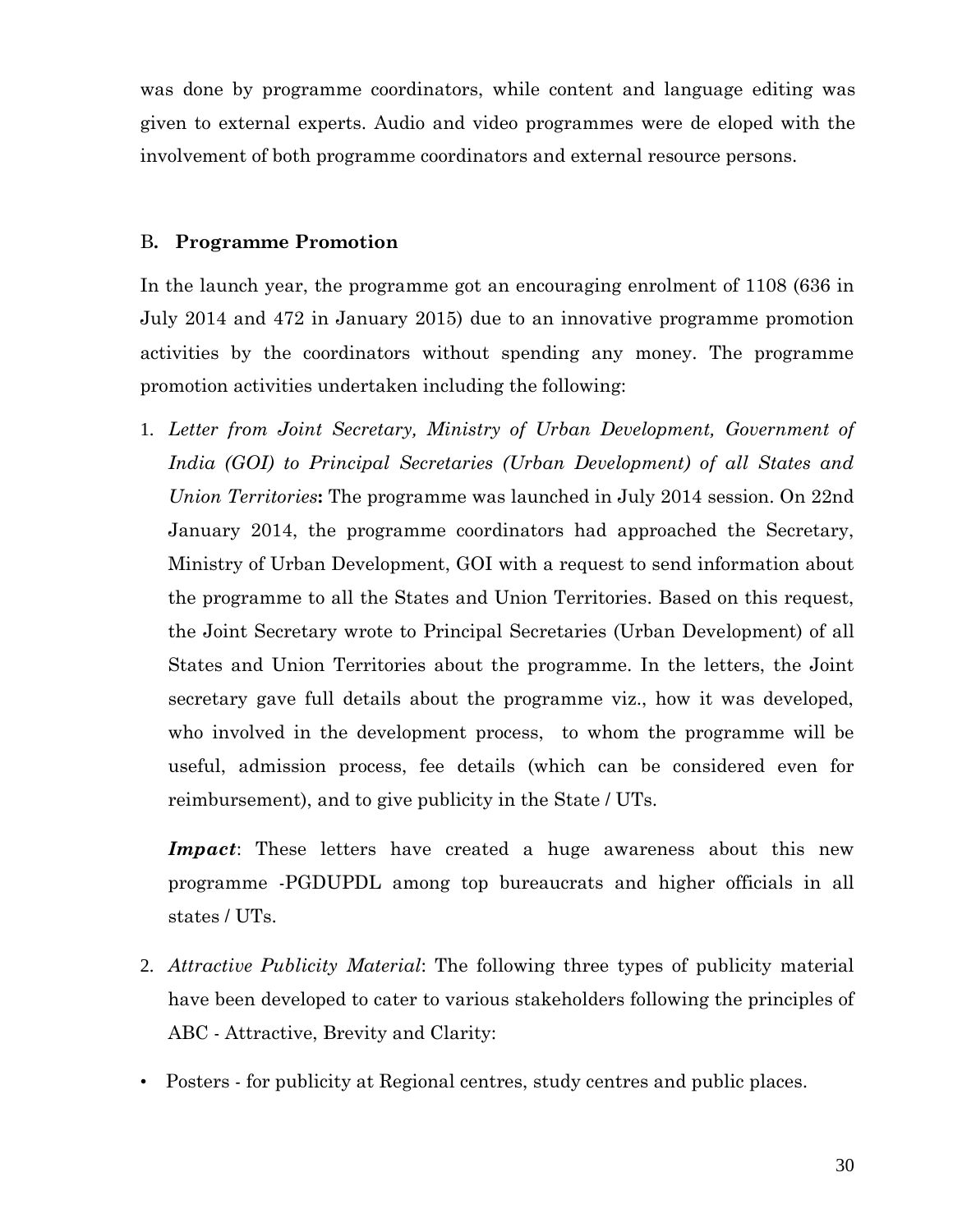was done by programme coordinators, while content and language editing was given to external experts. Audio and video programmes were de eloped with the involvement of both programme coordinators and external resource persons.

### B. **Programme Promotion**

In the launch year, the programme got an encouraging enrolment of 1108 (636 in July 2014 and 472 in January 2015) due to an innovative programme promotion activities by the coordinators without spending any money. The programme promotion activities undertaken including the following:

1. *Letter from Joint Secretary, Ministry of Urban Development, Government of India (GOI) to Principal Secretaries (Urban Development) of all States and Union Territories***:** The programme was launched in July 2014 session. On 22nd January 2014, the programme coordinators had approached the Secretary, Ministry of Urban Development, GOI with a request to send information about the programme to all the States and Union Territories. Based on this request, the Joint Secretary wrote to Principal Secretaries (Urban Development) of all States and Union Territories about the programme. In the letters, the Joint secretary gave full details about the programme viz., how it was developed, who involved in the development process, to whom the programme will be useful, admission process, fee details (which can be considered even for reimbursement), and to give publicity in the State / UTs.

   ***Impact***: These letters have created a huge awareness about this new programme -PGDUPDL among top bureaucrats and higher officials in all states / UTs.

2. *Attractive Publicity Material*: The following three types of publicity material have been developed to cater to various stakeholders following the principles of ABC - Attractive, Brevity and Clarity:

- Posters - for publicity at Regional centres, study centres and public places.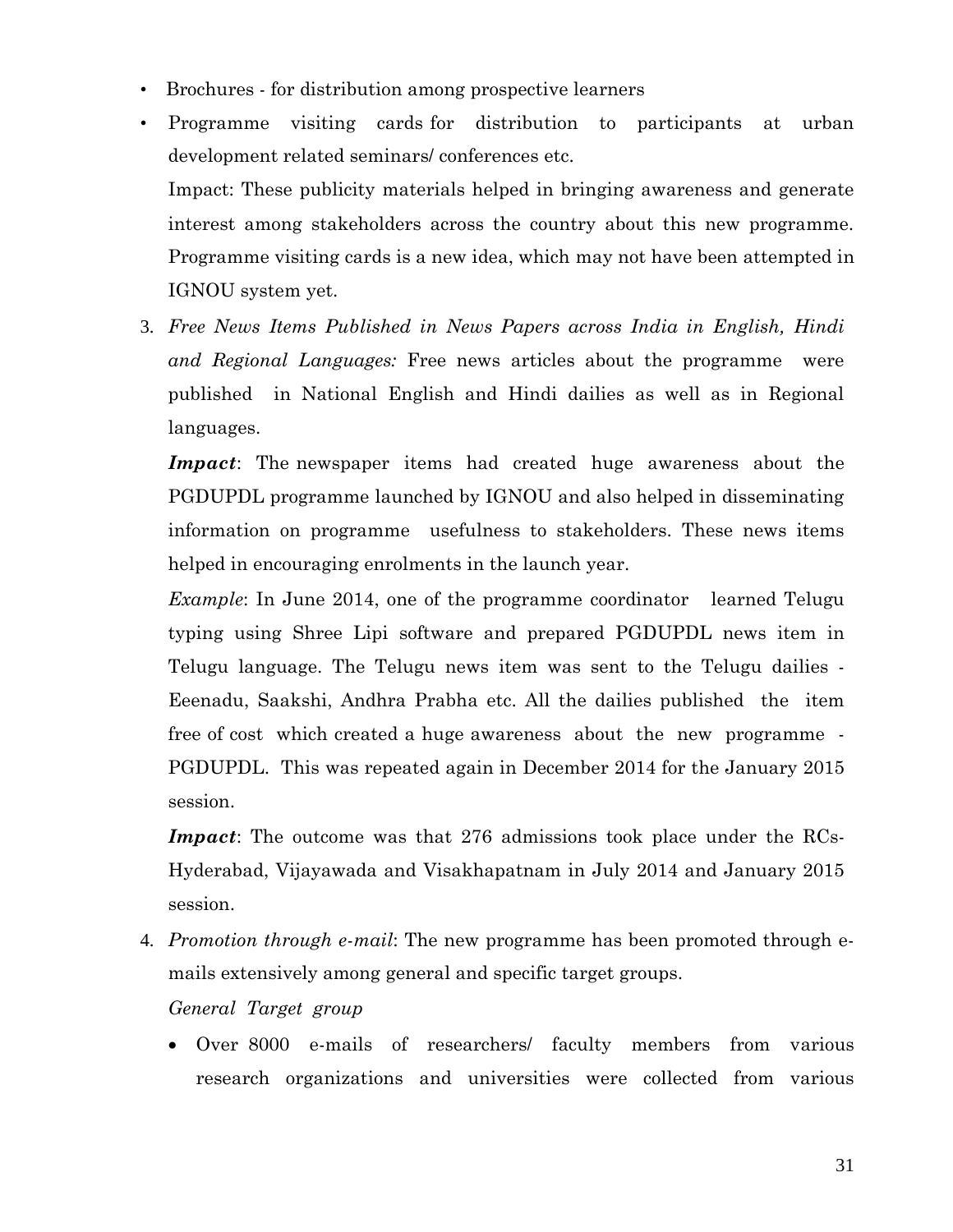- Brochures - for distribution among prospective learners
- Programme visiting cards for distribution to participants at urban development related seminars/ conferences etc.

  Impact: These publicity materials helped in bringing awareness and generate interest among stakeholders across the country about this new programme. Programme visiting cards is a new idea, which may not have been attempted in IGNOU system yet.

3. *Free News Items Published in News Papers across India in English, Hindi and Regional Languages:* Free news articles about the programme were published in National English and Hindi dailies as well as in Regional languages.

   ***Impact***: The newspaper items had created huge awareness about the PGDUPDL programme launched by IGNOU and also helped in disseminating information on programme usefulness to stakeholders. These news items helped in encouraging enrolments in the launch year.

   *Example*: In June 2014, one of the programme coordinator learned Telugu typing using Shree Lipi software and prepared PGDUPDL news item in Telugu language. The Telugu news item was sent to the Telugu dailies - Eeenadu, Saakshi, Andhra Prabha etc. All the dailies published the item free of cost which created a huge awareness about the new programme - PGDUPDL. This was repeated again in December 2014 for the January 2015 session.

   ***Impact***: The outcome was that 276 admissions took place under the RCs-Hyderabad, Vijayawada and Visakhapatnam in July 2014 and January 2015 session.

4. *Promotion through e-mail*: The new programme has been promoted through e-mails extensively among general and specific target groups.

   *General Target group*

   - Over 8000 e-mails of researchers/ faculty members from various research organizations and universities were collected from various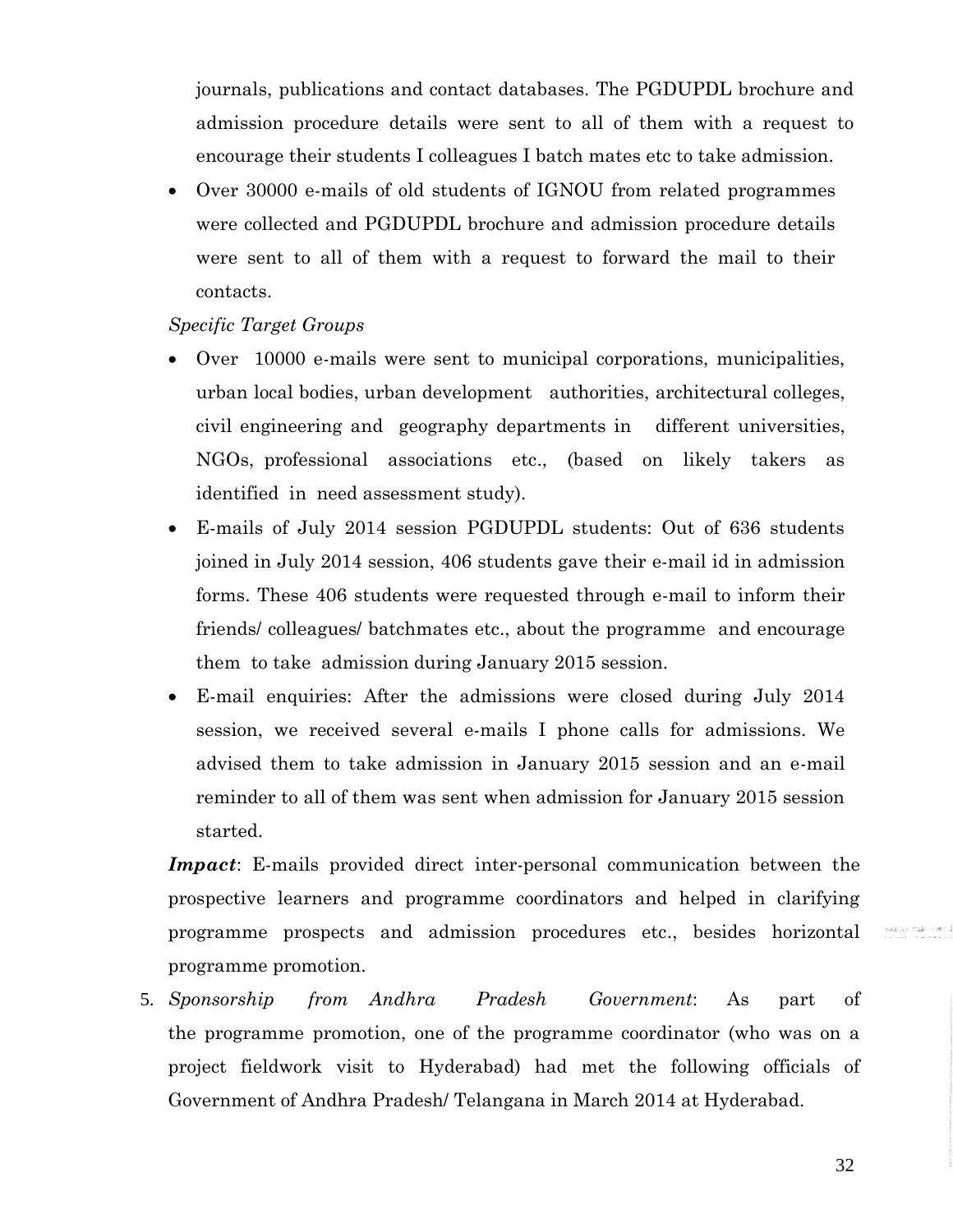journals, publications and contact databases. The PGDUPDL brochure and admission procedure details were sent to all of them with a request to encourage their students I colleagues I batch mates etc to take admission.

- Over 30000 e-mails of old students of IGNOU from related programmes were collected and PGDUPDL brochure and admission procedure details were sent to all of them with a request to forward the mail to their contacts.

*Specific Target Groups*

- Over 10000 e-mails were sent to municipal corporations, municipalities, urban local bodies, urban development authorities, architectural colleges, civil engineering and geography departments in different universities, NGOs, professional associations etc., (based on likely takers as identified in need assessment study).
- E-mails of July 2014 session PGDUPDL students: Out of 636 students joined in July 2014 session, 406 students gave their e-mail id in admission forms. These 406 students were requested through e-mail to inform their friends/ colleagues/ batchmates etc., about the programme and encourage them to take admission during January 2015 session.
- E-mail enquiries: After the admissions were closed during July 2014 session, we received several e-mails I phone calls for admissions. We advised them to take admission in January 2015 session and an e-mail reminder to all of them was sent when admission for January 2015 session started.

***Impact***: E-mails provided direct inter-personal communication between the prospective learners and programme coordinators and helped in clarifying programme prospects and admission procedures etc., besides horizontal programme promotion.

5. *Sponsorship from Andhra Pradesh Government*: As part of the programme promotion, one of the programme coordinator (who was on a project fieldwork visit to Hyderabad) had met the following officials of Government of Andhra Pradesh/ Telangana in March 2014 at Hyderabad.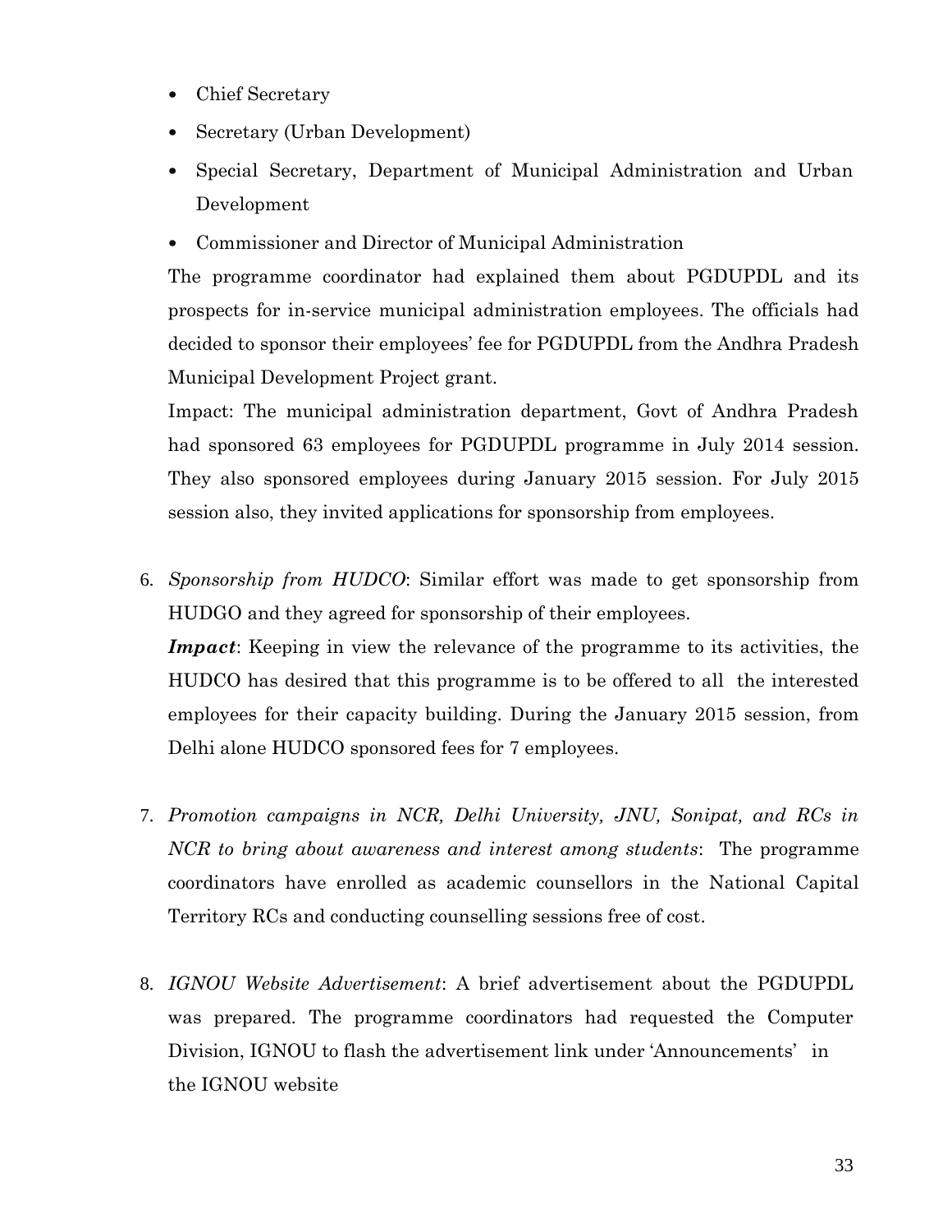- Chief Secretary
- Secretary (Urban Development)
- Special Secretary, Department of Municipal Administration and Urban Development
- Commissioner and Director of Municipal Administration

The programme coordinator had explained them about PGDUPDL and its prospects for in-service municipal administration employees. The officials had decided to sponsor their employees' fee for PGDUPDL from the Andhra Pradesh Municipal Development Project grant.

Impact: The municipal administration department, Govt of Andhra Pradesh had sponsored 63 employees for PGDUPDL programme in July 2014 session. They also sponsored employees during January 2015 session. For July 2015 session also, they invited applications for sponsorship from employees.

6. *Sponsorship from HUDCO*: Similar effort was made to get sponsorship from HUDGO and they agreed for sponsorship of their employees.

   ***Impact***: Keeping in view the relevance of the programme to its activities, the HUDCO has desired that this programme is to be offered to all the interested employees for their capacity building. During the January 2015 session, from Delhi alone HUDCO sponsored fees for 7 employees.

7. *Promotion campaigns in NCR, Delhi University, JNU, Sonipat, and RCs in NCR to bring about awareness and interest among students*: The programme coordinators have enrolled as academic counsellors in the National Capital Territory RCs and conducting counselling sessions free of cost.

8. *IGNOU Website Advertisement*: A brief advertisement about the PGDUPDL was prepared. The programme coordinators had requested the Computer Division, IGNOU to flash the advertisement link under 'Announcements' in the IGNOU website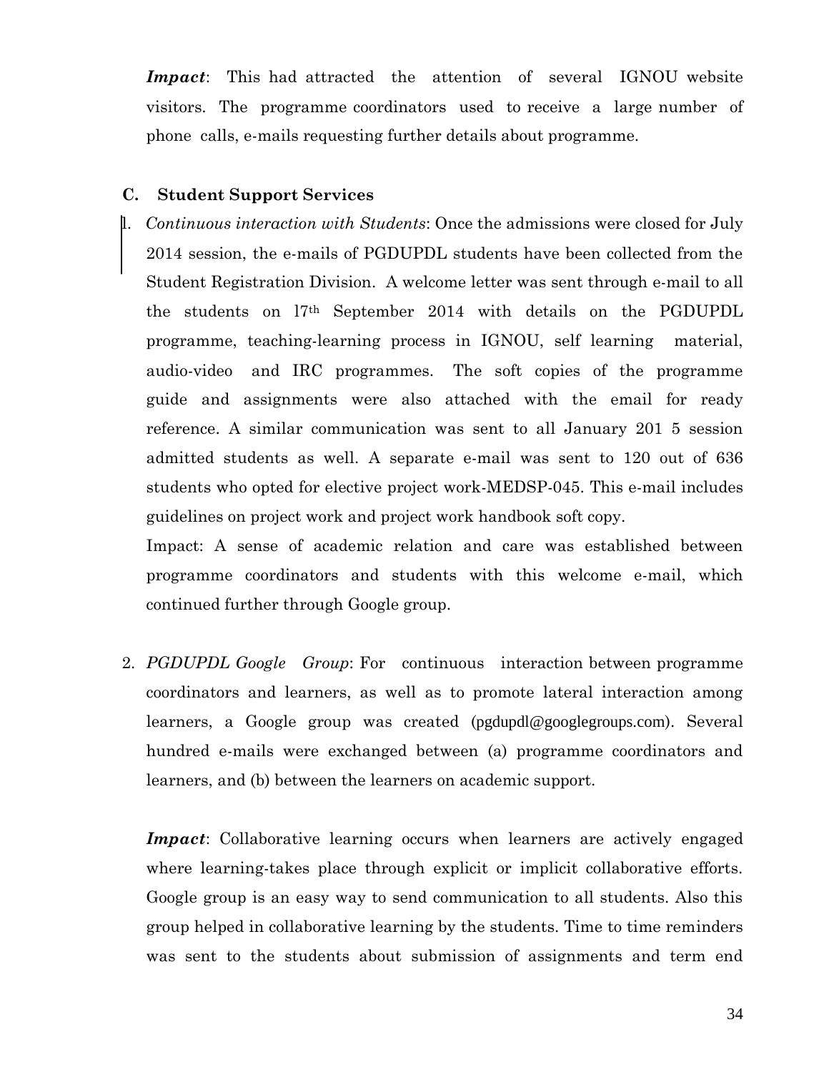***Impact***: This had attracted the attention of several IGNOU website visitors. The programme coordinators used to receive a large number of phone calls, e-mails requesting further details about programme.

**C. Student Support Services**

1. *Continuous interaction with Students*: Once the admissions were closed for July 2014 session, the e-mails of PGDUPDL students have been collected from the Student Registration Division. A welcome letter was sent through e-mail to all the students on 17th September 2014 with details on the PGDUPDL programme, teaching-learning process in IGNOU, self learning material, audio-video and IRC programmes. The soft copies of the programme guide and assignments were also attached with the email for ready reference. A similar communication was sent to all January 201 5 session admitted students as well. A separate e-mail was sent to 120 out of 636 students who opted for elective project work-MEDSP-045. This e-mail includes guidelines on project work and project work handbook soft copy.

   Impact: A sense of academic relation and care was established between programme coordinators and students with this welcome e-mail, which continued further through Google group.

2. *PGDUPDL Google Group*: For continuous interaction between programme coordinators and learners, as well as to promote lateral interaction among learners, a Google group was created (pgdupdl@googlegroups.com). Several hundred e-mails were exchanged between (a) programme coordinators and learners, and (b) between the learners on academic support.

   ***Impact***: Collaborative learning occurs when learners are actively engaged where learning-takes place through explicit or implicit collaborative efforts. Google group is an easy way to send communication to all students. Also this group helped in collaborative learning by the students. Time to time reminders was sent to the students about submission of assignments and term end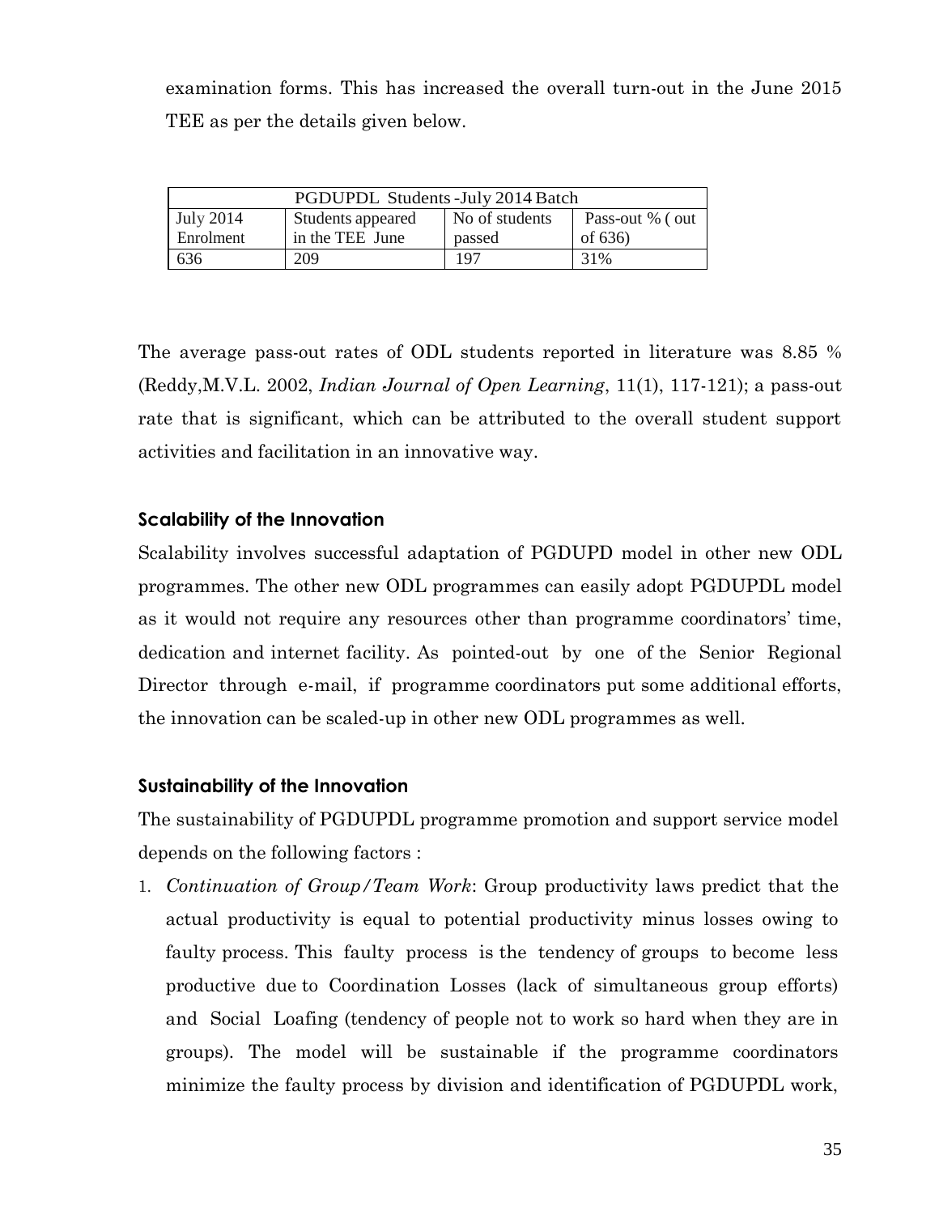examination forms. This has increased the overall turn-out in the June 2015 TEE as per the details given below.

| PGDUPDL Students -July 2014 Batch | | | |
|---|---|---|---|
| July 2014 Enrolment | Students appeared in the TEE June | No of students passed | Pass-out % ( out of 636) |
| 636 | 209 | 197 | 31% |

The average pass-out rates of ODL students reported in literature was 8.85 % (Reddy,M.V.L. 2002, *Indian Journal of Open Learning*, 11(1), 117-121); a pass-out rate that is significant, which can be attributed to the overall student support activities and facilitation in an innovative way.

### Scalability of the Innovation

Scalability involves successful adaptation of PGDUPD model in other new ODL programmes. The other new ODL programmes can easily adopt PGDUPDL model as it would not require any resources other than programme coordinators' time, dedication and internet facility. As pointed-out by one of the Senior Regional Director through e-mail, if programme coordinators put some additional efforts, the innovation can be scaled-up in other new ODL programmes as well.

### Sustainability of the Innovation

The sustainability of PGDUPDL programme promotion and support service model depends on the following factors :

1. *Continuation of Group/Team Work*: Group productivity laws predict that the actual productivity is equal to potential productivity minus losses owing to faulty process. This faulty process is the tendency of groups to become less productive due to Coordination Losses (lack of simultaneous group efforts) and Social Loafing (tendency of people not to work so hard when they are in groups). The model will be sustainable if the programme coordinators minimize the faulty process by division and identification of PGDUPDL work,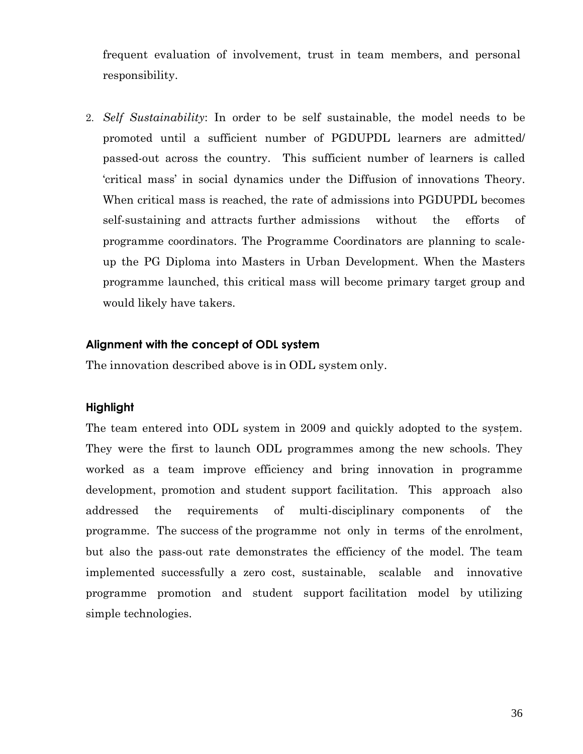frequent evaluation of involvement, trust in team members, and personal responsibility.

2. *Self Sustainability*: In order to be self sustainable, the model needs to be promoted until a sufficient number of PGDUPDL learners are admitted/ passed-out across the country. This sufficient number of learners is called 'critical mass' in social dynamics under the Diffusion of innovations Theory. When critical mass is reached, the rate of admissions into PGDUPDL becomes self-sustaining and attracts further admissions without the efforts of programme coordinators. The Programme Coordinators are planning to scale-up the PG Diploma into Masters in Urban Development. When the Masters programme launched, this critical mass will become primary target group and would likely have takers.

### Alignment with the concept of ODL system

The innovation described above is in ODL system only.

### Highlight

The team entered into ODL system in 2009 and quickly adopted to the system. They were the first to launch ODL programmes among the new schools. They worked as a team improve efficiency and bring innovation in programme development, promotion and student support facilitation. This approach also addressed the requirements of multi-disciplinary components of the programme. The success of the programme not only in terms of the enrolment, but also the pass-out rate demonstrates the efficiency of the model. The team implemented successfully a zero cost, sustainable, scalable and innovative programme promotion and student support facilitation model by utilizing simple technologies.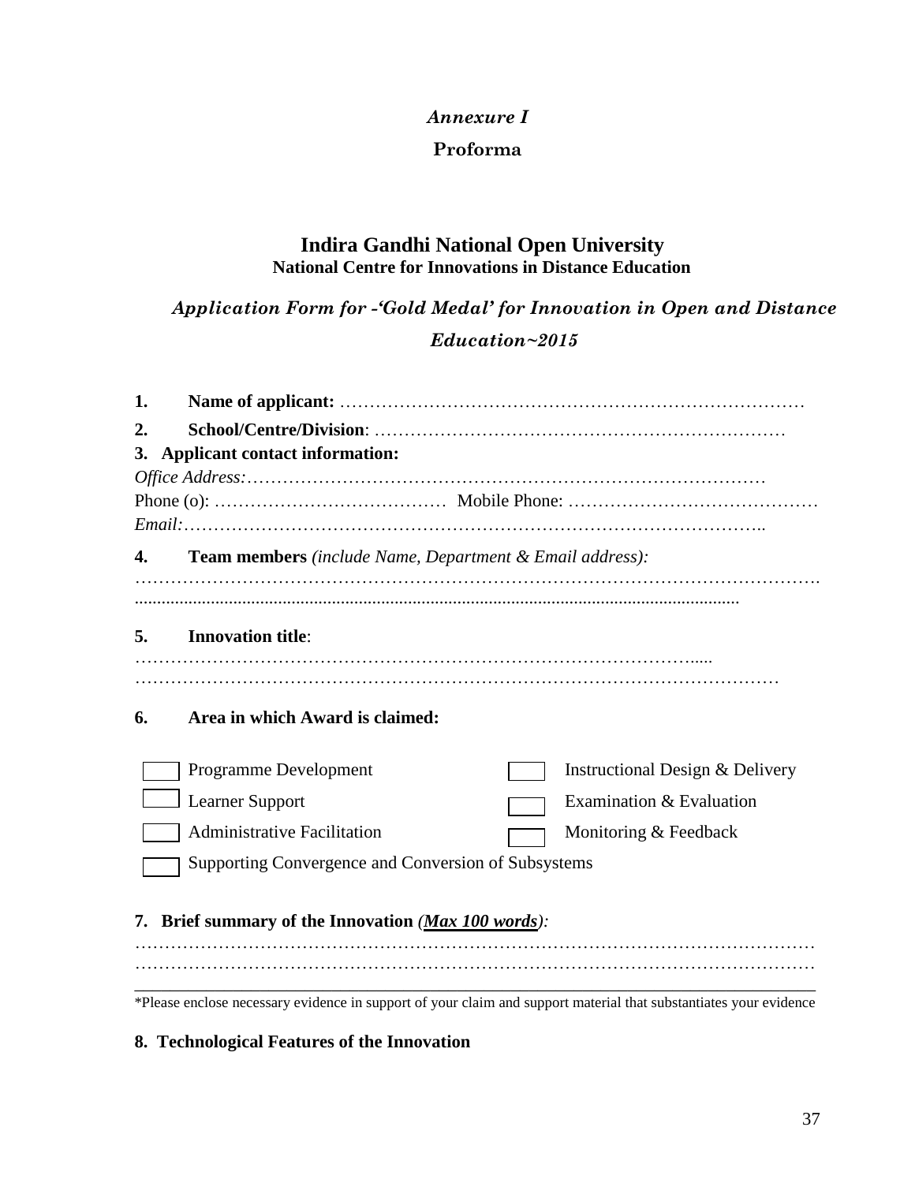*Annexure I*

**Proforma**

# Indira Gandhi National Open University

**National Centre for Innovations in Distance Education**

*Application Form for -'Gold Medal' for Innovation in Open and Distance Education~2015*

**1. Name of applicant:** ……………………………………………………………………

**2. School/Centre/Division**: ……………………………………………………………

**3. Applicant contact information:**

*Office Address:*………………………………………………………………………………

Phone (o): ………………………………… Mobile Phone: ……………………………………

*Email:*…………………………………………………………………………………….

**4. Team members** *(include Name, Department & Email address):*

……………………………………………………………………………………………….

........................................................................................................................................

**5. Innovation title**:

…………………………………………………………………………………....

…………………………………………………………………………………………

**6. Area in which Award is claimed:**

- [ ] Programme Development
- [ ] Instructional Design & Delivery
- [ ] Learner Support
- [ ] Examination & Evaluation
- [ ] Administrative Facilitation
- [ ] Monitoring & Feedback
- [ ] Supporting Convergence and Conversion of Subsystems

**7. Brief summary of the Innovation** *(**Max 100 words**):*

…………………………………………………………………………………………………

…………………………………………………………………………………………………

*Please enclose necessary evidence in support of your claim and support material that substantiates your evidence

**8. Technological Features of the Innovation**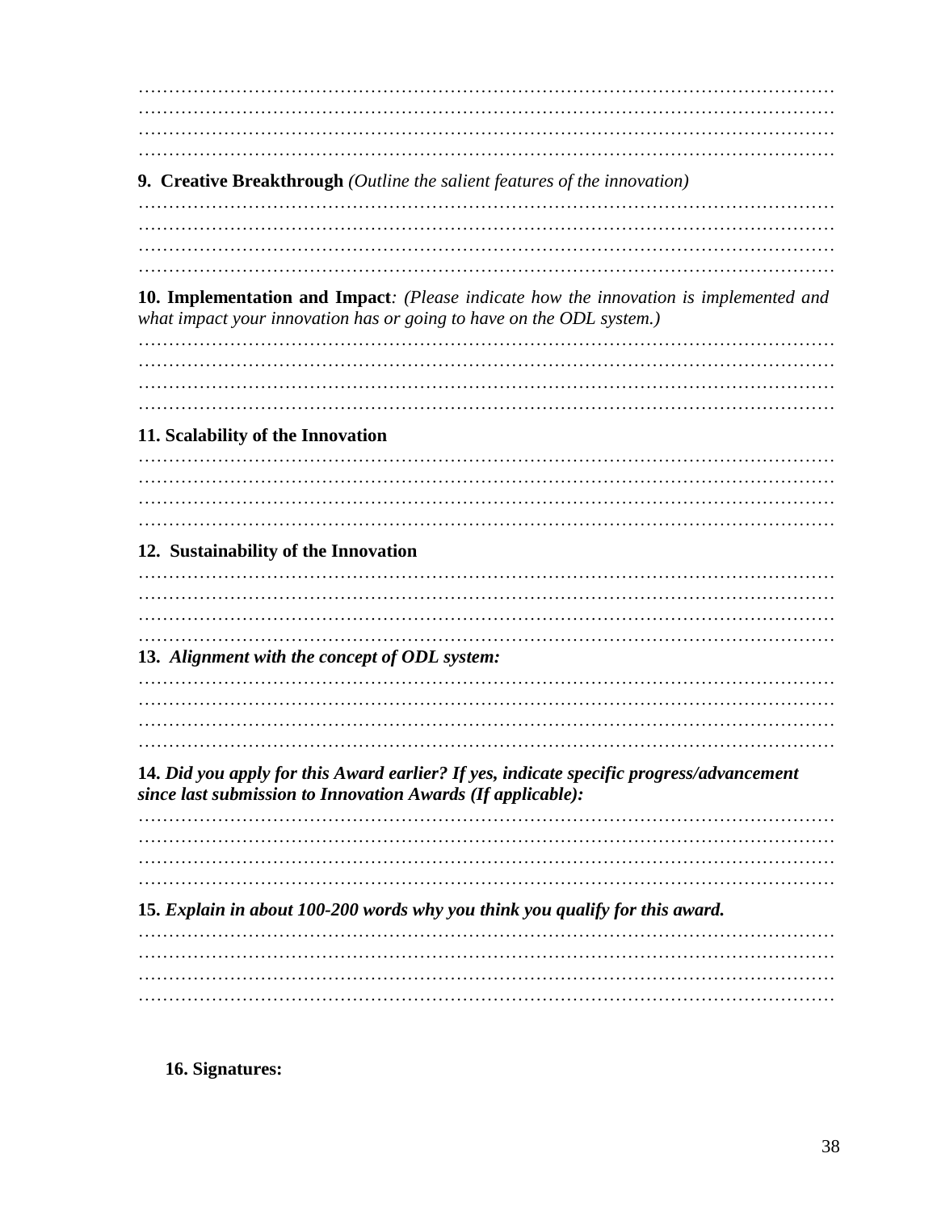…………………………………………………………………………………………………
…………………………………………………………………………………………………
…………………………………………………………………………………………………
…………………………………………………………………………………………………

**9. Creative Breakthrough** *(Outline the salient features of the innovation)*

…………………………………………………………………………………………………
…………………………………………………………………………………………………
…………………………………………………………………………………………………
…………………………………………………………………………………………………

**10. Implementation and Impact***: (Please indicate how the innovation is implemented and what impact your innovation has or going to have on the ODL system.)*

…………………………………………………………………………………………………
…………………………………………………………………………………………………
…………………………………………………………………………………………………
…………………………………………………………………………………………………

**11. Scalability of the Innovation**

…………………………………………………………………………………………………
…………………………………………………………………………………………………
…………………………………………………………………………………………………
…………………………………………………………………………………………………

**12. Sustainability of the Innovation**

…………………………………………………………………………………………………
…………………………………………………………………………………………………
…………………………………………………………………………………………………
…………………………………………………………………………………………………

**13.** ***Alignment with the concept of ODL system:***

…………………………………………………………………………………………………
…………………………………………………………………………………………………
…………………………………………………………………………………………………
…………………………………………………………………………………………………

**14.** ***Did you apply for this Award earlier? If yes, indicate specific progress/advancement since last submission to Innovation Awards (If applicable):***

…………………………………………………………………………………………………
…………………………………………………………………………………………………
…………………………………………………………………………………………………
…………………………………………………………………………………………………

**15.** ***Explain in about 100-200 words why you think you qualify for this award.***

…………………………………………………………………………………………………
…………………………………………………………………………………………………
…………………………………………………………………………………………………
…………………………………………………………………………………………………

**16. Signatures:**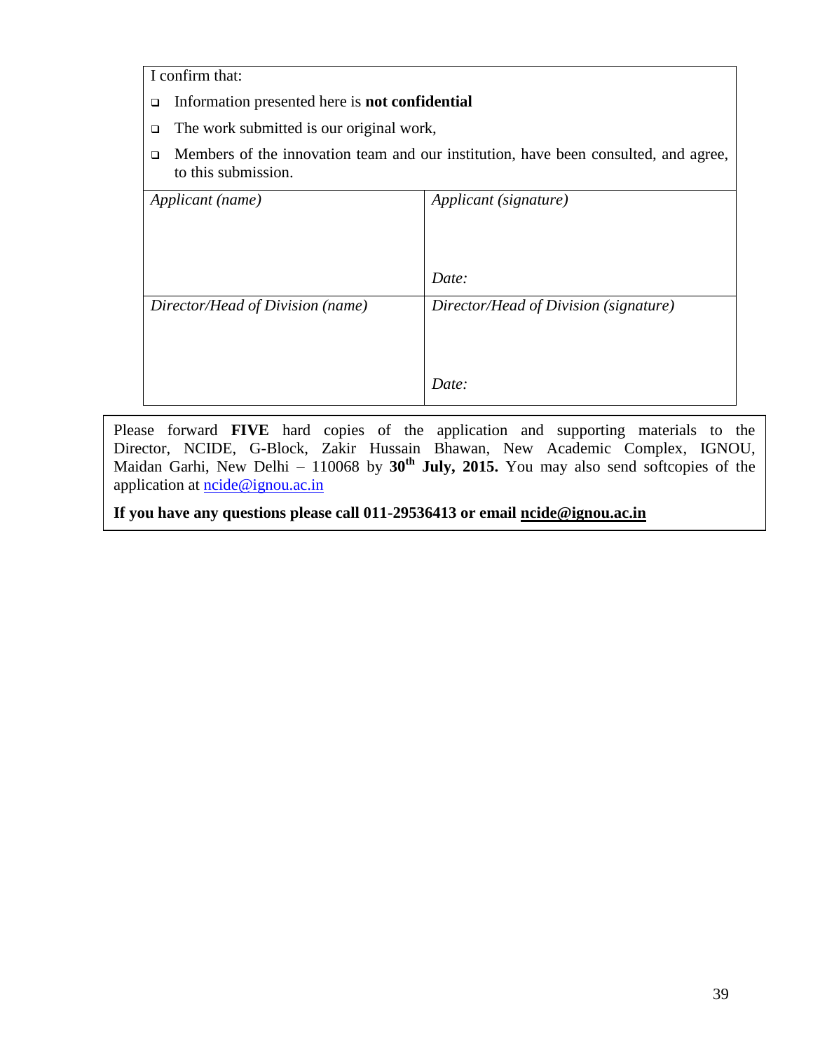I confirm that:

- Information presented here is **not confidential**
- The work submitted is our original work,
- Members of the innovation team and our institution, have been consulted, and agree, to this submission.

| *Applicant (name)* | *Applicant (signature)*<br><br>*Date:* |
|---|---|
| *Director/Head of Division (name)* | *Director/Head of Division (signature)*<br><br>*Date:* |

Please forward **FIVE** hard copies of the application and supporting materials to the Director, NCIDE, G-Block, Zakir Hussain Bhawan, New Academic Complex, IGNOU, Maidan Garhi, New Delhi – 110068 by **30th July, 2015.** You may also send softcopies of the application at ncide@ignou.ac.in

**If you have any questions please call 011-29536413 or email ncide@ignou.ac.in**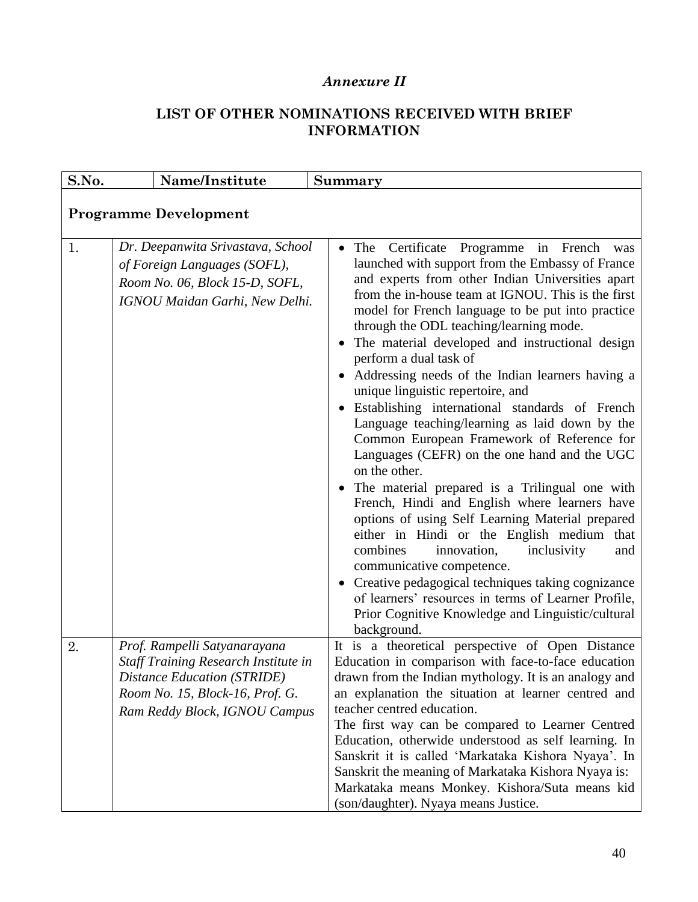*Annexure II*

## LIST OF OTHER NOMINATIONS RECEIVED WITH BRIEF INFORMATION

| S.No. | Name/Institute | Summary |
|---|---|---|
| **Programme Development** | | |
| 1. | *Dr. Deepanwita Srivastava, School of Foreign Languages (SOFL), Room No. 06, Block 15-D, SOFL, IGNOU Maidan Garhi, New Delhi.* | • The Certificate Programme in French was launched with support from the Embassy of France and experts from other Indian Universities apart from the in-house team at IGNOU. This is the first model for French language to be put into practice through the ODL teaching/learning mode.<br>• The material developed and instructional design perform a dual task of<br>• Addressing needs of the Indian learners having a unique linguistic repertoire, and<br>• Establishing international standards of French Language teaching/learning as laid down by the Common European Framework of Reference for Languages (CEFR) on the one hand and the UGC on the other.<br>• The material prepared is a Trilingual one with French, Hindi and English where learners have options of using Self Learning Material prepared either in Hindi or the English medium that combines innovation, inclusivity and communicative competence.<br>• Creative pedagogical techniques taking cognizance of learners' resources in terms of Learner Profile, Prior Cognitive Knowledge and Linguistic/cultural background. |
| 2. | *Prof. Rampelli Satyanarayana Staff Training Research Institute in Distance Education (STRIDE) Room No. 15, Block-16, Prof. G. Ram Reddy Block, IGNOU Campus* | It is a theoretical perspective of Open Distance Education in comparison with face-to-face education drawn from the Indian mythology. It is an analogy and an explanation the situation at learner centred and teacher centred education.<br>The first way can be compared to Learner Centred Education, otherwide understood as self learning. In Sanskrit it is called 'Markataka Kishora Nyaya'. In Sanskrit the meaning of Markataka Kishora Nyaya is:<br>Markataka means Monkey. Kishora/Suta means kid (son/daughter). Nyaya means Justice. |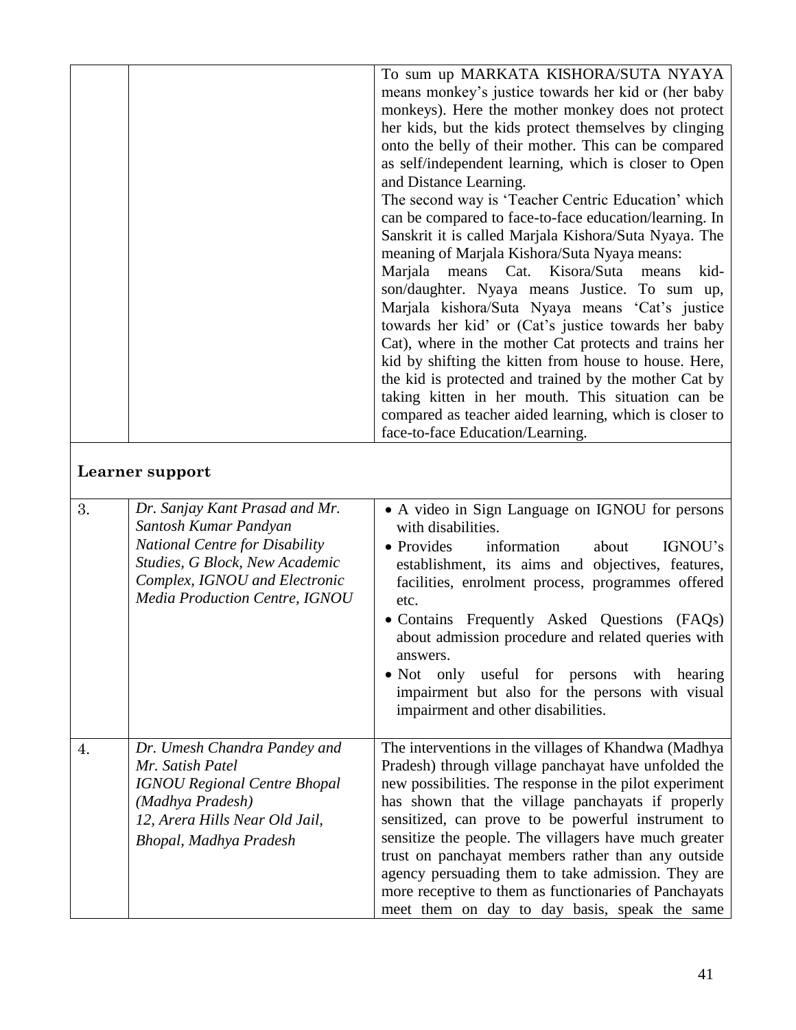| | | |
|---|---|---|
| | | To sum up MARKATA KISHORA/SUTA NYAYA means monkey's justice towards her kid or (her baby monkeys). Here the mother monkey does not protect her kids, but the kids protect themselves by clinging onto the belly of their mother. This can be compared as self/independent learning, which is closer to Open and Distance Learning.<br>The second way is 'Teacher Centric Education' which can be compared to face-to-face education/learning. In Sanskrit it is called Marjala Kishora/Suta Nyaya. The meaning of Marjala Kishora/Suta Nyaya means:<br>Marjala means Cat. Kisora/Suta means kid-son/daughter. Nyaya means Justice. To sum up, Marjala kishora/Suta Nyaya means 'Cat's justice towards her kid' or (Cat's justice towards her baby Cat), where in the mother Cat protects and trains her kid by shifting the kitten from house to house. Here, the kid is protected and trained by the mother Cat by taking kitten in her mouth. This situation can be compared as teacher aided learning, which is closer to face-to-face Education/Learning. |
| **Learner support** | | |
| 3. | *Dr. Sanjay Kant Prasad and Mr. Santosh Kumar Pandyan*<br>*National Centre for Disability Studies, G Block, New Academic Complex, IGNOU and Electronic Media Production Centre, IGNOU* | • A video in Sign Language on IGNOU for persons with disabilities.<br>• Provides information about IGNOU's establishment, its aims and objectives, features, facilities, enrolment process, programmes offered etc.<br>• Contains Frequently Asked Questions (FAQs) about admission procedure and related queries with answers.<br>• Not only useful for persons with hearing impairment but also for the persons with visual impairment and other disabilities. |
| 4. | *Dr. Umesh Chandra Pandey and Mr. Satish Patel*<br>*IGNOU Regional Centre Bhopal (Madhya Pradesh)*<br>*12, Arera Hills Near Old Jail, Bhopal, Madhya Pradesh* | The interventions in the villages of Khandwa (Madhya Pradesh) through village panchayat have unfolded the new possibilities. The response in the pilot experiment has shown that the village panchayats if properly sensitized, can prove to be powerful instrument to sensitize the people. The villagers have much greater trust on panchayat members rather than any outside agency persuading them to take admission. They are more receptive to them as functionaries of Panchayats meet them on day to day basis, speak the same |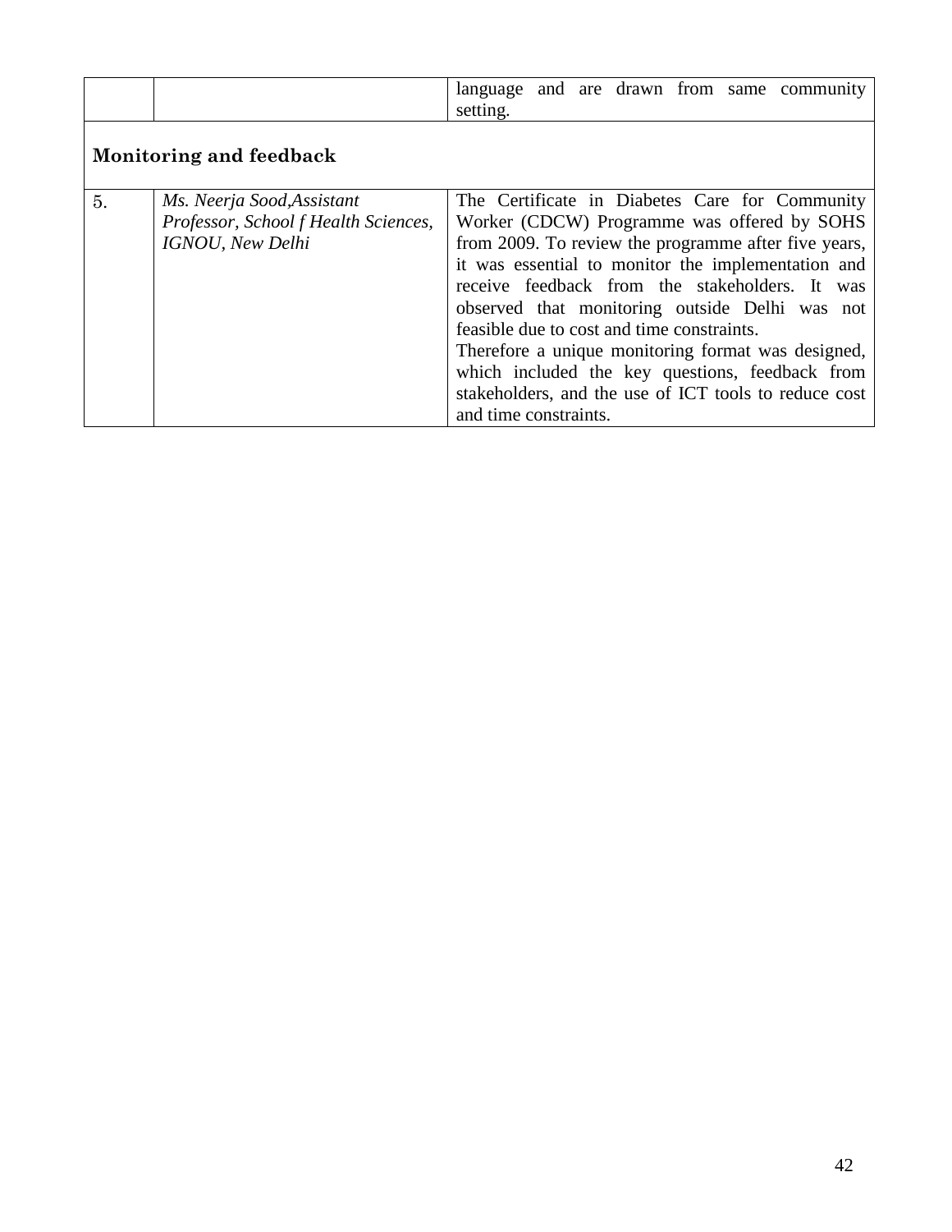| | | |
|---|---|---|
| | | language and are drawn from same community setting. |
| **Monitoring and feedback** | | |
| 5. | *Ms. Neerja Sood,Assistant Professor, School f Health Sciences, IGNOU, New Delhi* | The Certificate in Diabetes Care for Community Worker (CDCW) Programme was offered by SOHS from 2009. To review the programme after five years, it was essential to monitor the implementation and receive feedback from the stakeholders. It was observed that monitoring outside Delhi was not feasible due to cost and time constraints.<br>Therefore a unique monitoring format was designed, which included the key questions, feedback from stakeholders, and the use of ICT tools to reduce cost and time constraints. |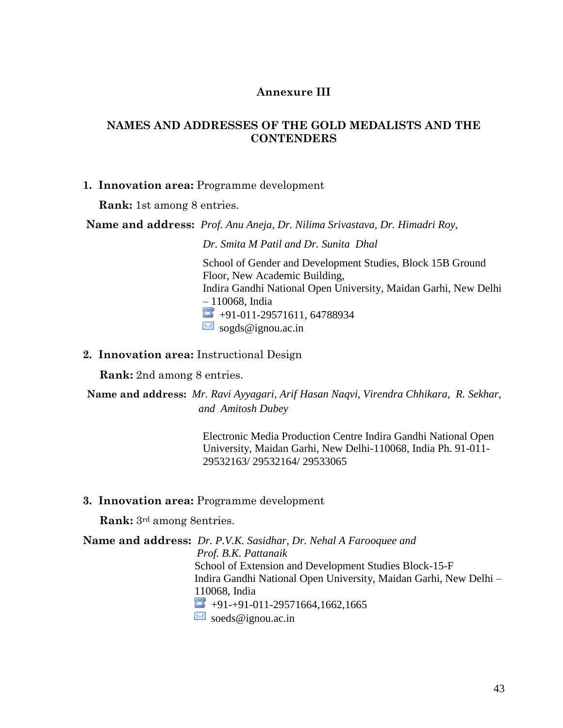## Annexure III

## NAMES AND ADDRESSES OF THE GOLD MEDALISTS AND THE CONTENDERS

1. **Innovation area:** Programme development

   **Rank:** 1st among 8 entries.

**Name and address:** *Prof. Anu Aneja, Dr. Nilima Srivastava, Dr. Himadri Roy, Dr. Smita M Patil and Dr. Sunita Dhal*

School of Gender and Development Studies, Block 15B Ground Floor, New Academic Building,
Indira Gandhi National Open University, Maidan Garhi, New Delhi – 110068, India
+91-011-29571611, 64788934
sogds@ignou.ac.in

2. **Innovation area:** Instructional Design

   **Rank:** 2nd among 8 entries.

**Name and address:** *Mr. Ravi Ayyagari, Arif Hasan Naqvi, Virendra Chhikara, R. Sekhar, and Amitosh Dubey*

Electronic Media Production Centre Indira Gandhi National Open University, Maidan Garhi, New Delhi-110068, India Ph. 91-011-29532163/ 29532164/ 29533065

3. **Innovation area:** Programme development

   **Rank:** 3rd among 8entries.

**Name and address:** *Dr. P.V.K. Sasidhar, Dr. Nehal A Farooquee and Prof. B.K. Pattanaik*

School of Extension and Development Studies Block-15-F
Indira Gandhi National Open University, Maidan Garhi, New Delhi – 110068, India
+91-+91-011-29571664,1662,1665
soeds@ignou.ac.in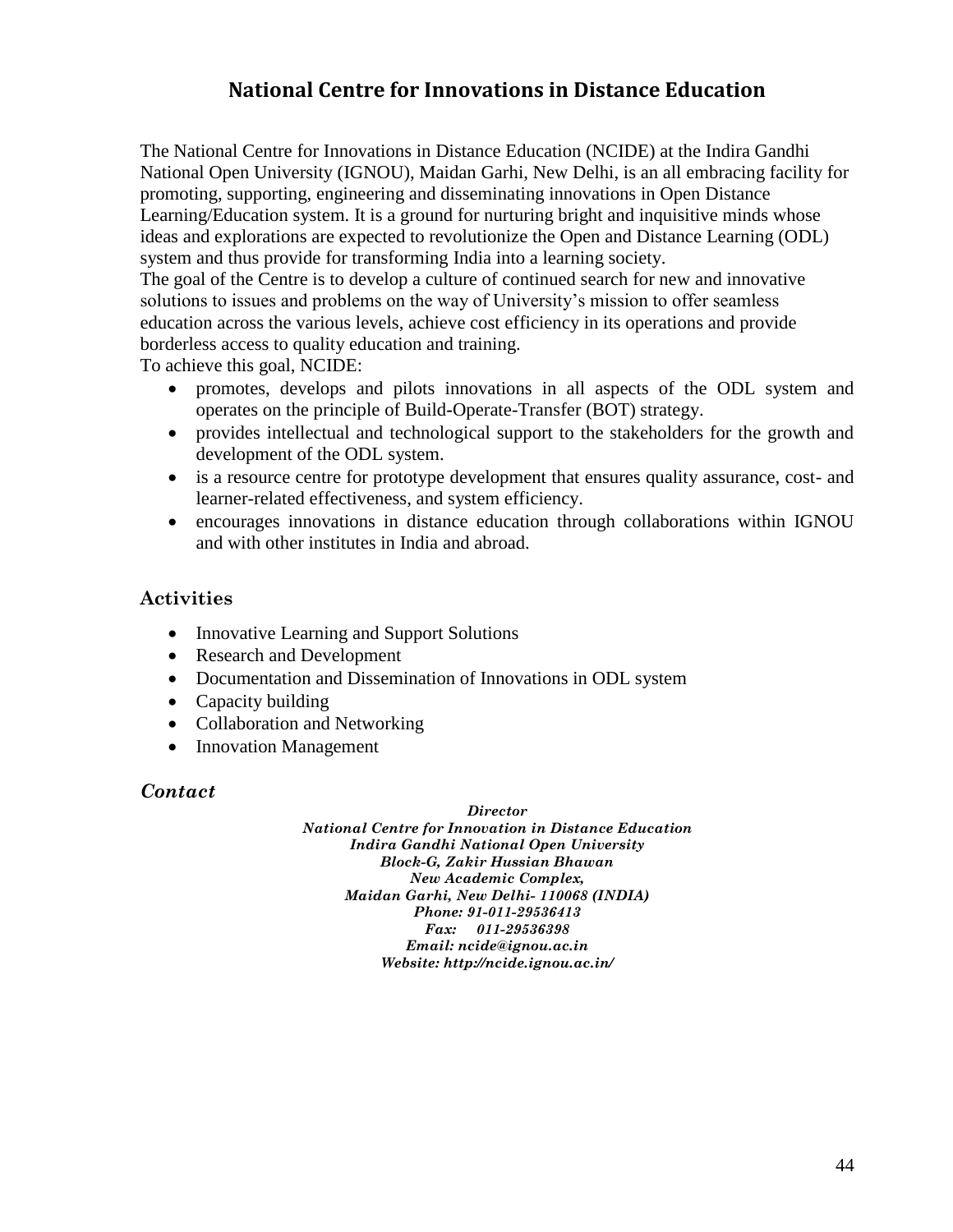# National Centre for Innovations in Distance Education

The National Centre for Innovations in Distance Education (NCIDE) at the Indira Gandhi National Open University (IGNOU), Maidan Garhi, New Delhi, is an all embracing facility for promoting, supporting, engineering and disseminating innovations in Open Distance Learning/Education system. It is a ground for nurturing bright and inquisitive minds whose ideas and explorations are expected to revolutionize the Open and Distance Learning (ODL) system and thus provide for transforming India into a learning society.

The goal of the Centre is to develop a culture of continued search for new and innovative solutions to issues and problems on the way of University's mission to offer seamless education across the various levels, achieve cost efficiency in its operations and provide borderless access to quality education and training.

To achieve this goal, NCIDE:

- promotes, develops and pilots innovations in all aspects of the ODL system and operates on the principle of Build-Operate-Transfer (BOT) strategy.
- provides intellectual and technological support to the stakeholders for the growth and development of the ODL system.
- is a resource centre for prototype development that ensures quality assurance, cost- and learner-related effectiveness, and system efficiency.
- encourages innovations in distance education through collaborations within IGNOU and with other institutes in India and abroad.

## Activities

- Innovative Learning and Support Solutions
- Research and Development
- Documentation and Dissemination of Innovations in ODL system
- Capacity building
- Collaboration and Networking
- Innovation Management

## *Contact*

***Director***
***National Centre for Innovation in Distance Education***
***Indira Gandhi National Open University***
***Block-G, Zakir Hussian Bhawan***
***New Academic Complex,***
***Maidan Garhi, New Delhi- 110068 (INDIA)***
***Phone: 91-011-29536413***
***Fax: 011-29536398***
***Email: ncide@ignou.ac.in***
***Website: http://ncide.ignou.ac.in/***